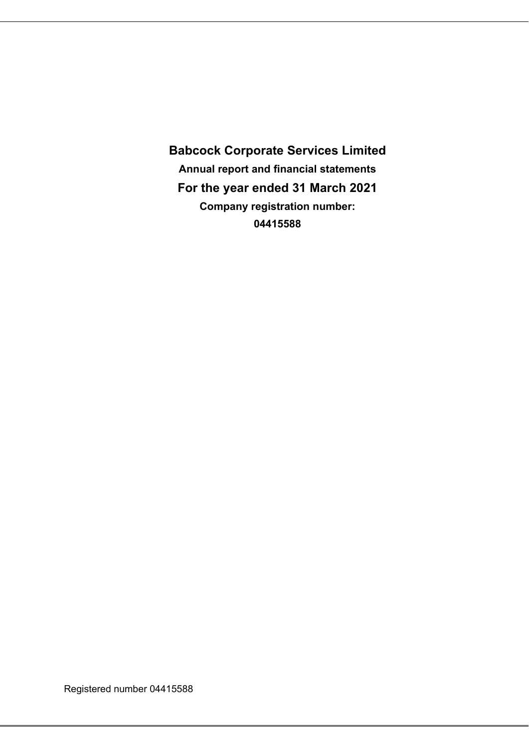# Babcock Corporate Services Limited

**Annual report and financial statements**

## For the year ended 31 March 2021

**Company registration number:**

**04415588**

Registered number 04415588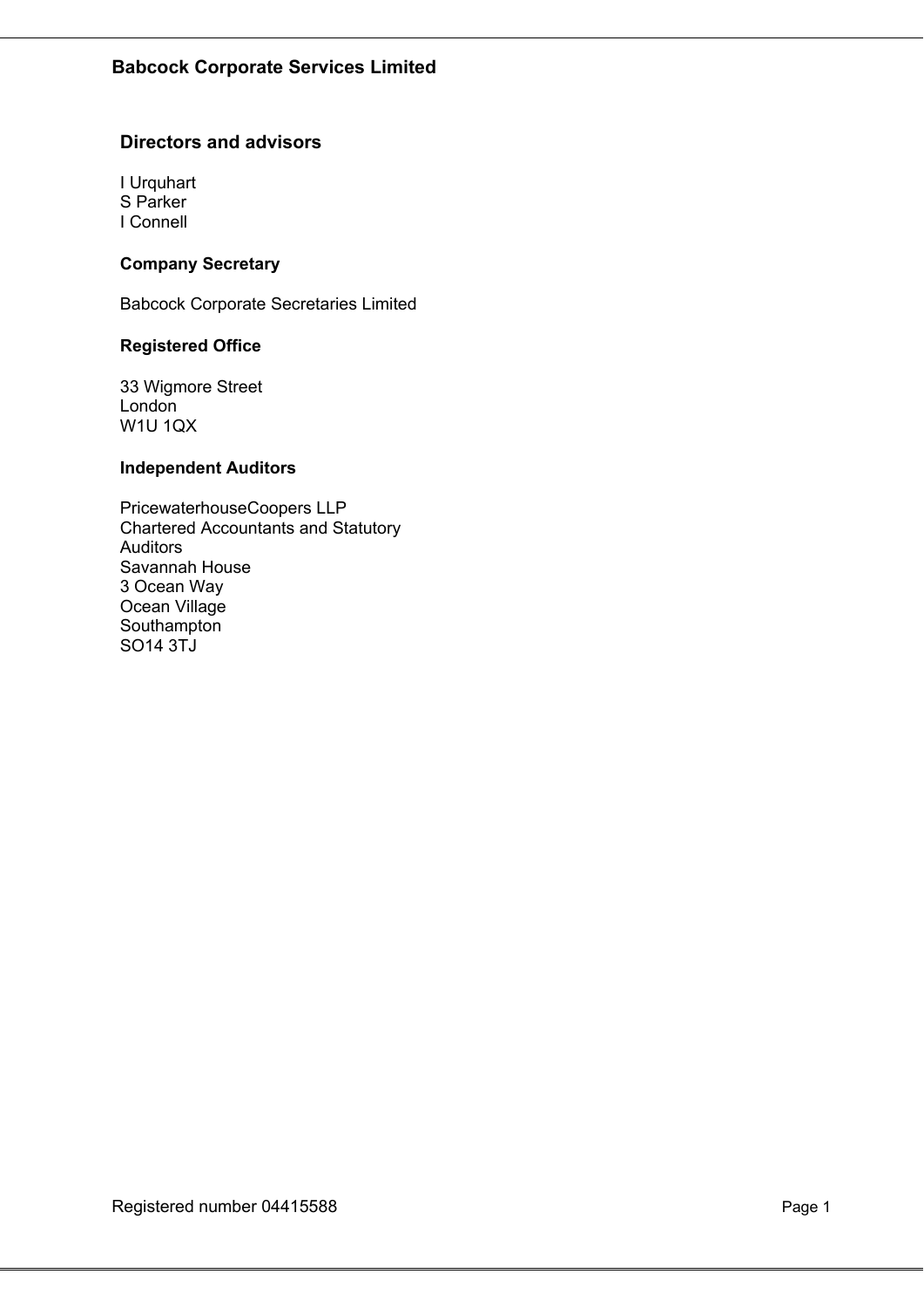# Babcock Corporate Services Limited

## Directors and advisors

I Urquhart
S Parker
I Connell

### Company Secretary

Babcock Corporate Secretaries Limited

### Registered Office

33 Wigmore Street
London
W1U 1QX

### Independent Auditors

PricewaterhouseCoopers LLP
Chartered Accountants and Statutory Auditors
Savannah House
3 Ocean Way
Ocean Village
Southampton
SO14 3TJ

Registered number 04415588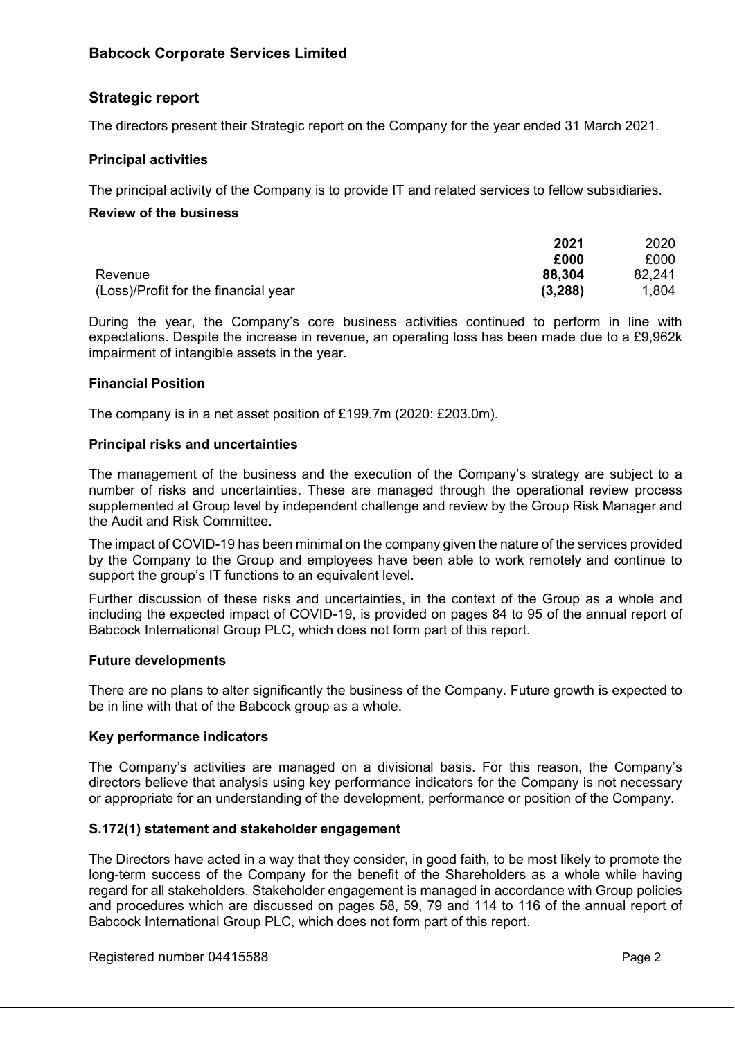# Babcock Corporate Services Limited

## Strategic report

The directors present their Strategic report on the Company for the year ended 31 March 2021.

### Principal activities

The principal activity of the Company is to provide IT and related services to fellow subsidiaries.

### Review of the business

| | **2021** | 2020 |
|---|---|---|
| | **£000** | £000 |
| Revenue | **88,304** | 82,241 |
| (Loss)/Profit for the financial year | **(3,288)** | 1,804 |

During the year, the Company's core business activities continued to perform in line with expectations. Despite the increase in revenue, an operating loss has been made due to a £9,962k impairment of intangible assets in the year.

### Financial Position

The company is in a net asset position of £199.7m (2020: £203.0m).

### Principal risks and uncertainties

The management of the business and the execution of the Company's strategy are subject to a number of risks and uncertainties. These are managed through the operational review process supplemented at Group level by independent challenge and review by the Group Risk Manager and the Audit and Risk Committee.

The impact of COVID-19 has been minimal on the company given the nature of the services provided by the Company to the Group and employees have been able to work remotely and continue to support the group's IT functions to an equivalent level.

Further discussion of these risks and uncertainties, in the context of the Group as a whole and including the expected impact of COVID-19, is provided on pages 84 to 95 of the annual report of Babcock International Group PLC, which does not form part of this report.

### Future developments

There are no plans to alter significantly the business of the Company. Future growth is expected to be in line with that of the Babcock group as a whole.

### Key performance indicators

The Company's activities are managed on a divisional basis. For this reason, the Company's directors believe that analysis using key performance indicators for the Company is not necessary or appropriate for an understanding of the development, performance or position of the Company.

### S.172(1) statement and stakeholder engagement

The Directors have acted in a way that they consider, in good faith, to be most likely to promote the long-term success of the Company for the benefit of the Shareholders as a whole while having regard for all stakeholders. Stakeholder engagement is managed in accordance with Group policies and procedures which are discussed on pages 58, 59, 79 and 114 to 116 of the annual report of Babcock International Group PLC, which does not form part of this report.

Registered number 04415588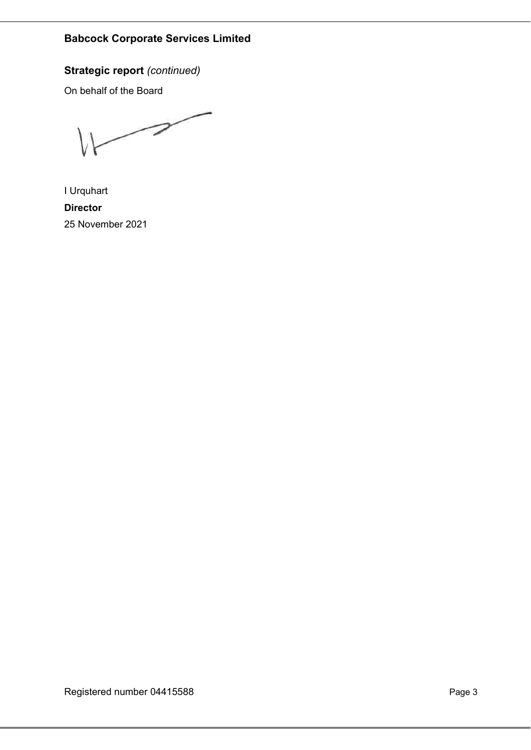## Strategic report *(continued)*

On behalf of the Board

I Urquhart

**Director**

25 November 2021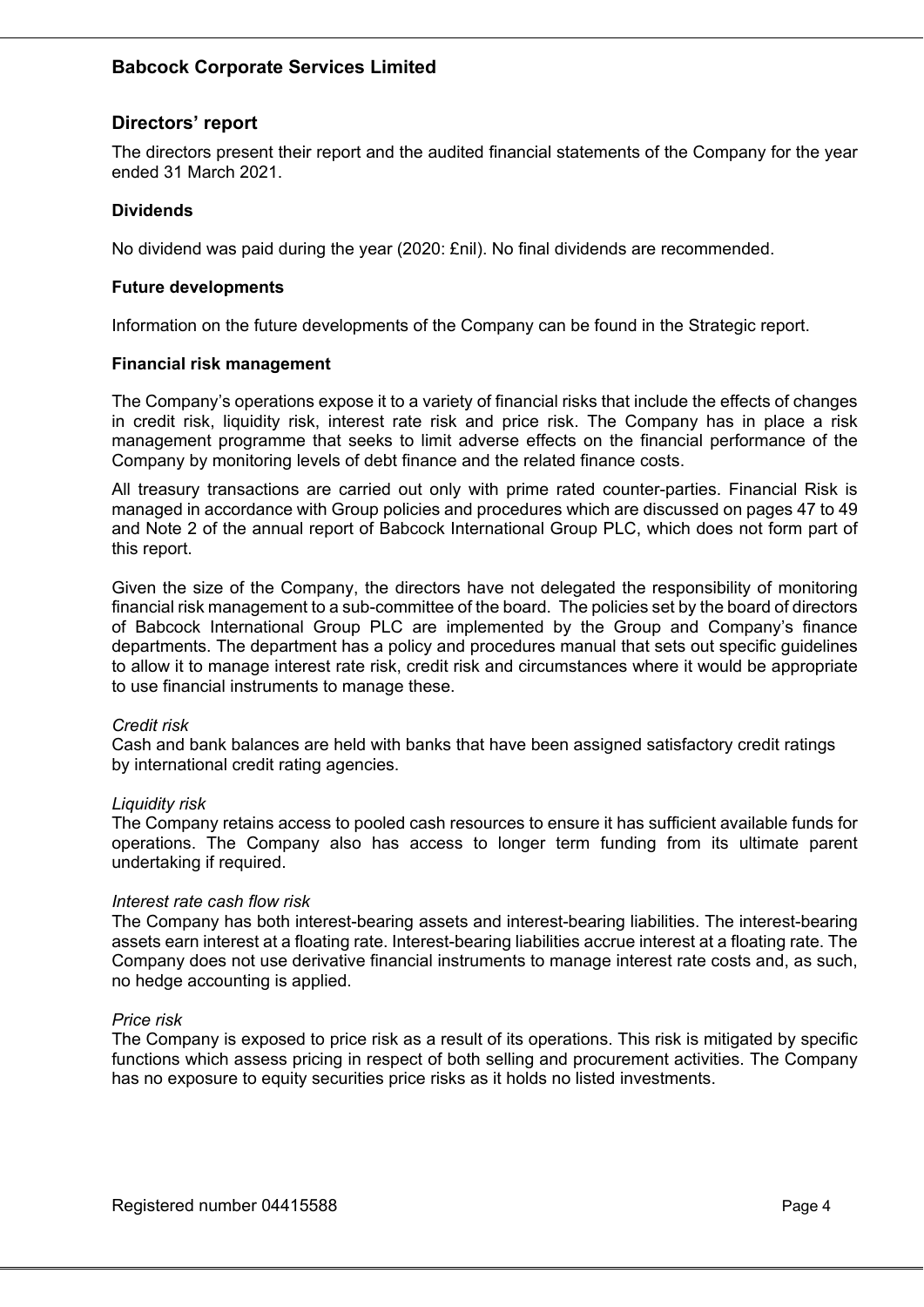## Directors' report

The directors present their report and the audited financial statements of the Company for the year ended 31 March 2021.

### Dividends

No dividend was paid during the year (2020: £nil). No final dividends are recommended.

### Future developments

Information on the future developments of the Company can be found in the Strategic report.

### Financial risk management

The Company's operations expose it to a variety of financial risks that include the effects of changes in credit risk, liquidity risk, interest rate risk and price risk. The Company has in place a risk management programme that seeks to limit adverse effects on the financial performance of the Company by monitoring levels of debt finance and the related finance costs.

All treasury transactions are carried out only with prime rated counter-parties. Financial Risk is managed in accordance with Group policies and procedures which are discussed on pages 47 to 49 and Note 2 of the annual report of Babcock International Group PLC, which does not form part of this report.

Given the size of the Company, the directors have not delegated the responsibility of monitoring financial risk management to a sub-committee of the board. The policies set by the board of directors of Babcock International Group PLC are implemented by the Group and Company's finance departments. The department has a policy and procedures manual that sets out specific guidelines to allow it to manage interest rate risk, credit risk and circumstances where it would be appropriate to use financial instruments to manage these.

*Credit risk*
Cash and bank balances are held with banks that have been assigned satisfactory credit ratings by international credit rating agencies.

*Liquidity risk*
The Company retains access to pooled cash resources to ensure it has sufficient available funds for operations. The Company also has access to longer term funding from its ultimate parent undertaking if required.

*Interest rate cash flow risk*
The Company has both interest-bearing assets and interest-bearing liabilities. The interest-bearing assets earn interest at a floating rate. Interest-bearing liabilities accrue interest at a floating rate. The Company does not use derivative financial instruments to manage interest rate costs and, as such, no hedge accounting is applied.

*Price risk*
The Company is exposed to price risk as a result of its operations. This risk is mitigated by specific functions which assess pricing in respect of both selling and procurement activities. The Company has no exposure to equity securities price risks as it holds no listed investments.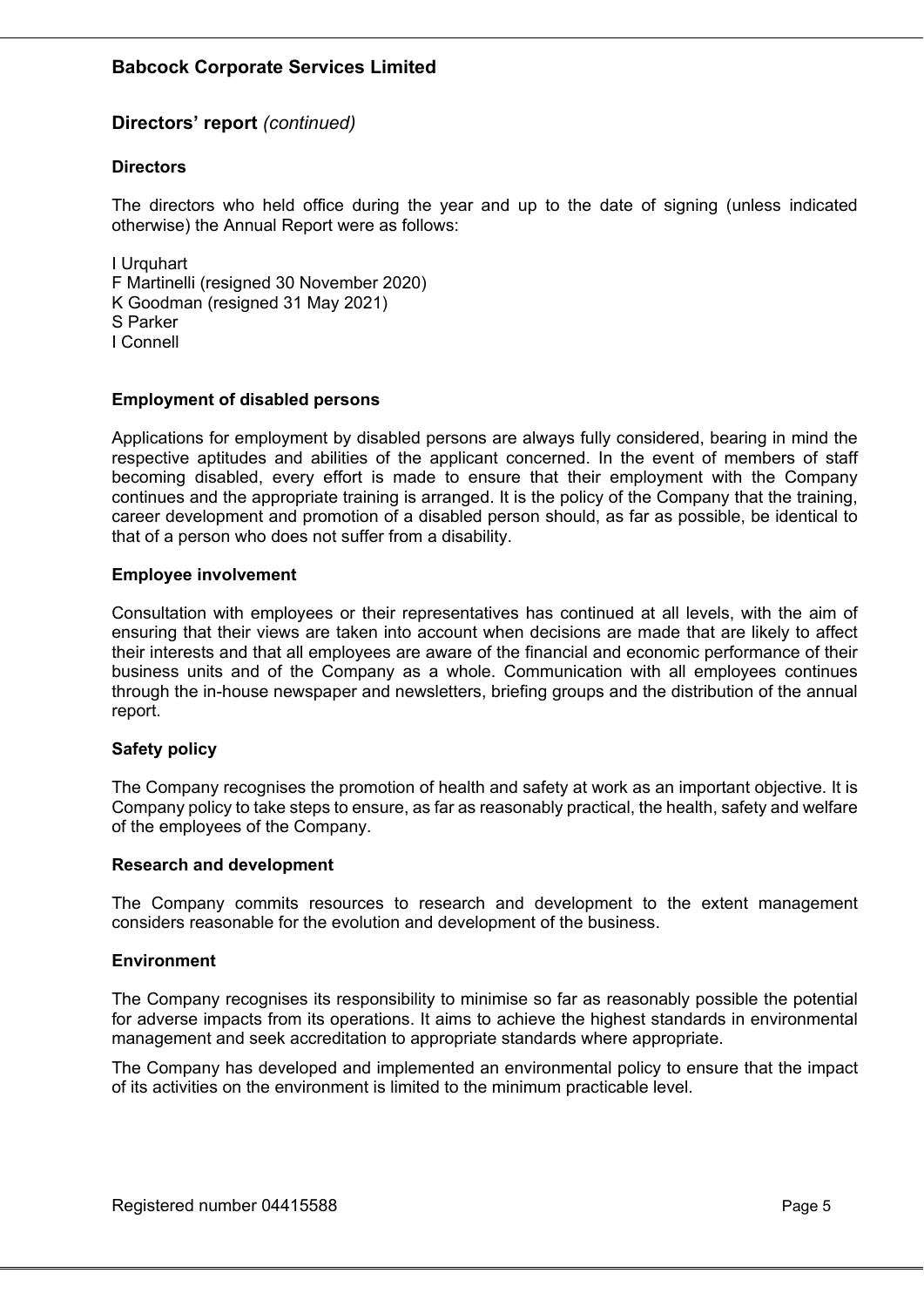## Directors' report *(continued)*

### Directors

The directors who held office during the year and up to the date of signing (unless indicated otherwise) the Annual Report were as follows:

I Urquhart
F Martinelli (resigned 30 November 2020)
K Goodman (resigned 31 May 2021)
S Parker
I Connell

### Employment of disabled persons

Applications for employment by disabled persons are always fully considered, bearing in mind the respective aptitudes and abilities of the applicant concerned. In the event of members of staff becoming disabled, every effort is made to ensure that their employment with the Company continues and the appropriate training is arranged. It is the policy of the Company that the training, career development and promotion of a disabled person should, as far as possible, be identical to that of a person who does not suffer from a disability.

### Employee involvement

Consultation with employees or their representatives has continued at all levels, with the aim of ensuring that their views are taken into account when decisions are made that are likely to affect their interests and that all employees are aware of the financial and economic performance of their business units and of the Company as a whole. Communication with all employees continues through the in-house newspaper and newsletters, briefing groups and the distribution of the annual report.

### Safety policy

The Company recognises the promotion of health and safety at work as an important objective. It is Company policy to take steps to ensure, as far as reasonably practical, the health, safety and welfare of the employees of the Company.

### Research and development

The Company commits resources to research and development to the extent management considers reasonable for the evolution and development of the business.

### Environment

The Company recognises its responsibility to minimise so far as reasonably possible the potential for adverse impacts from its operations. It aims to achieve the highest standards in environmental management and seek accreditation to appropriate standards where appropriate.

The Company has developed and implemented an environmental policy to ensure that the impact of its activities on the environment is limited to the minimum practicable level.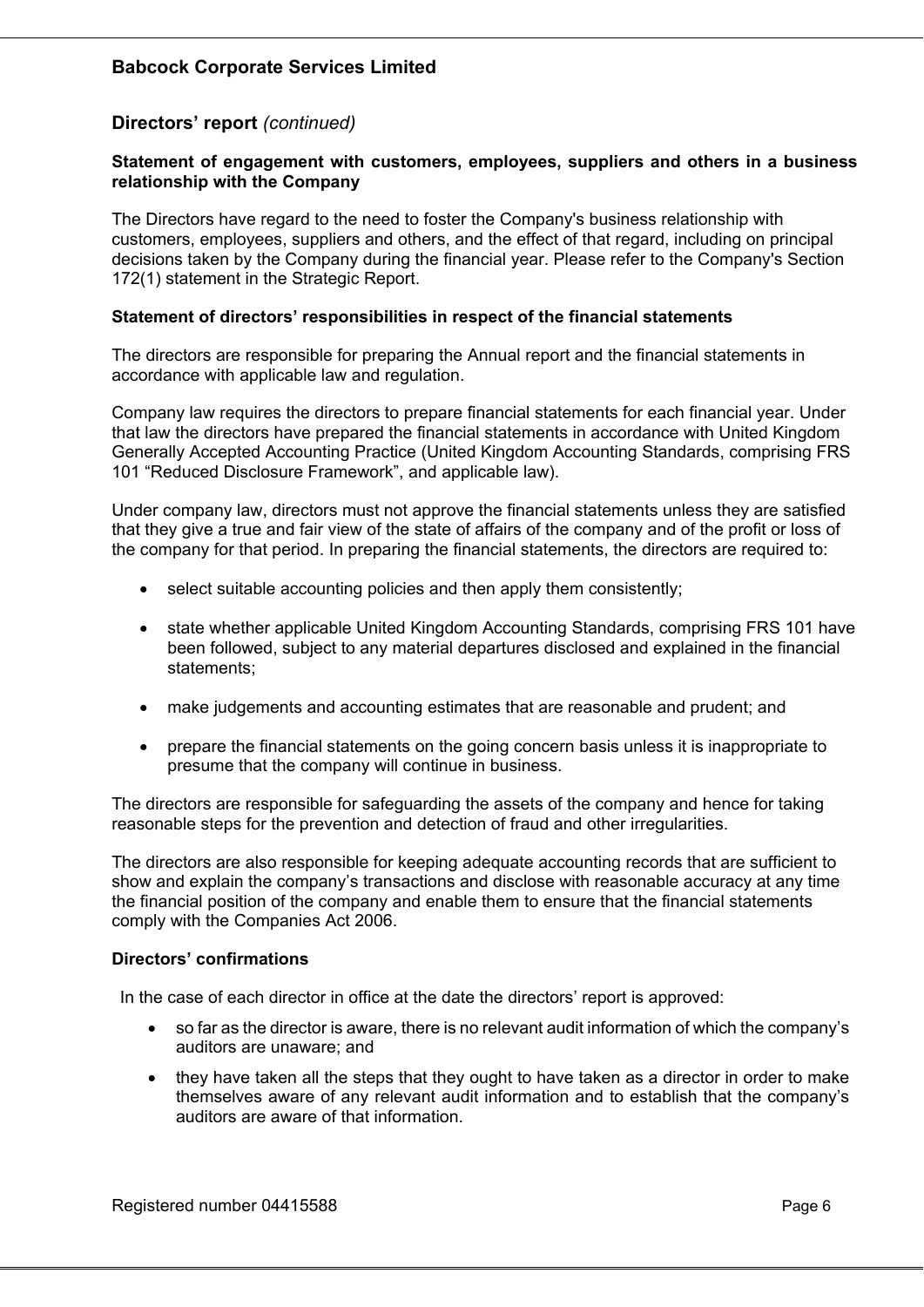## Directors' report *(continued)*

**Statement of engagement with customers, employees, suppliers and others in a business relationship with the Company**

The Directors have regard to the need to foster the Company's business relationship with customers, employees, suppliers and others, and the effect of that regard, including on principal decisions taken by the Company during the financial year. Please refer to the Company's Section 172(1) statement in the Strategic Report.

**Statement of directors' responsibilities in respect of the financial statements**

The directors are responsible for preparing the Annual report and the financial statements in accordance with applicable law and regulation.

Company law requires the directors to prepare financial statements for each financial year. Under that law the directors have prepared the financial statements in accordance with United Kingdom Generally Accepted Accounting Practice (United Kingdom Accounting Standards, comprising FRS 101 "Reduced Disclosure Framework", and applicable law).

Under company law, directors must not approve the financial statements unless they are satisfied that they give a true and fair view of the state of affairs of the company and of the profit or loss of the company for that period. In preparing the financial statements, the directors are required to:

- select suitable accounting policies and then apply them consistently;
- state whether applicable United Kingdom Accounting Standards, comprising FRS 101 have been followed, subject to any material departures disclosed and explained in the financial statements;
- make judgements and accounting estimates that are reasonable and prudent; and
- prepare the financial statements on the going concern basis unless it is inappropriate to presume that the company will continue in business.

The directors are responsible for safeguarding the assets of the company and hence for taking reasonable steps for the prevention and detection of fraud and other irregularities.

The directors are also responsible for keeping adequate accounting records that are sufficient to show and explain the company's transactions and disclose with reasonable accuracy at any time the financial position of the company and enable them to ensure that the financial statements comply with the Companies Act 2006.

**Directors' confirmations**

In the case of each director in office at the date the directors' report is approved:

- so far as the director is aware, there is no relevant audit information of which the company's auditors are unaware; and
- they have taken all the steps that they ought to have taken as a director in order to make themselves aware of any relevant audit information and to establish that the company's auditors are aware of that information.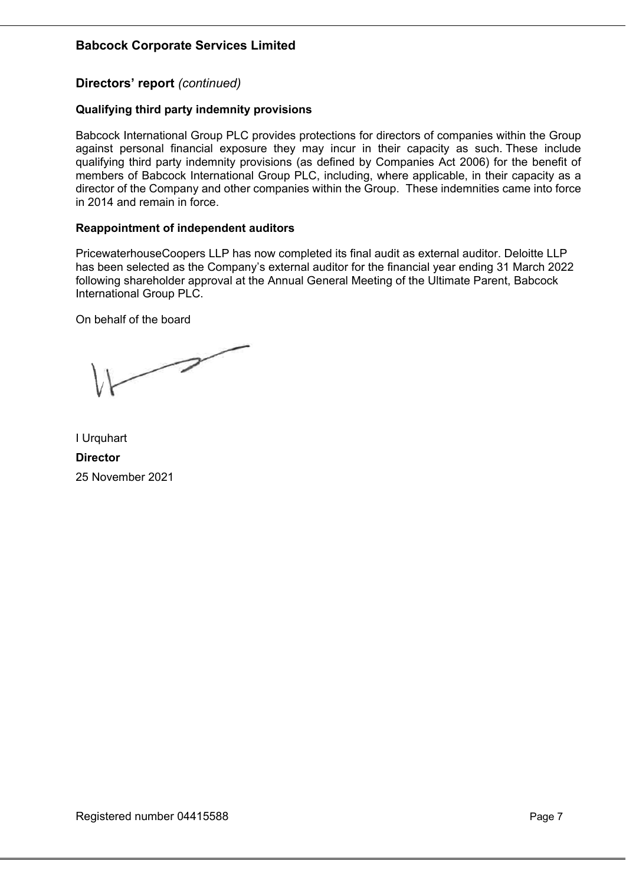## Directors' report *(continued)*

### Qualifying third party indemnity provisions

Babcock International Group PLC provides protections for directors of companies within the Group against personal financial exposure they may incur in their capacity as such. These include qualifying third party indemnity provisions (as defined by Companies Act 2006) for the benefit of members of Babcock International Group PLC, including, where applicable, in their capacity as a director of the Company and other companies within the Group. These indemnities came into force in 2014 and remain in force.

### Reappointment of independent auditors

PricewaterhouseCoopers LLP has now completed its final audit as external auditor. Deloitte LLP has been selected as the Company's external auditor for the financial year ending 31 March 2022 following shareholder approval at the Annual General Meeting of the Ultimate Parent, Babcock International Group PLC.

On behalf of the board

I Urquhart

**Director**

25 November 2021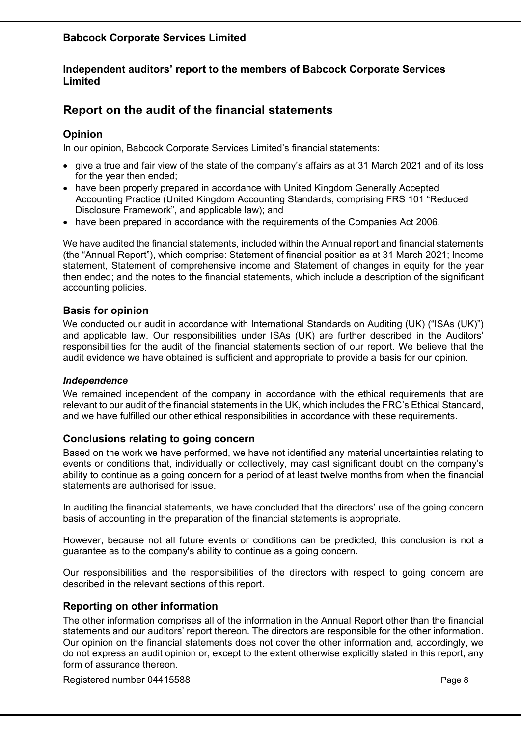**Babcock Corporate Services Limited**

**Independent auditors' report to the members of Babcock Corporate Services Limited**

## Report on the audit of the financial statements

### Opinion

In our opinion, Babcock Corporate Services Limited's financial statements:

- give a true and fair view of the state of the company's affairs as at 31 March 2021 and of its loss for the year then ended;
- have been properly prepared in accordance with United Kingdom Generally Accepted Accounting Practice (United Kingdom Accounting Standards, comprising FRS 101 "Reduced Disclosure Framework", and applicable law); and
- have been prepared in accordance with the requirements of the Companies Act 2006.

We have audited the financial statements, included within the Annual report and financial statements (the "Annual Report"), which comprise: Statement of financial position as at 31 March 2021; Income statement, Statement of comprehensive income and Statement of changes in equity for the year then ended; and the notes to the financial statements, which include a description of the significant accounting policies.

### Basis for opinion

We conducted our audit in accordance with International Standards on Auditing (UK) ("ISAs (UK)") and applicable law. Our responsibilities under ISAs (UK) are further described in the Auditors' responsibilities for the audit of the financial statements section of our report. We believe that the audit evidence we have obtained is sufficient and appropriate to provide a basis for our opinion.

***Independence***

We remained independent of the company in accordance with the ethical requirements that are relevant to our audit of the financial statements in the UK, which includes the FRC's Ethical Standard, and we have fulfilled our other ethical responsibilities in accordance with these requirements.

### Conclusions relating to going concern

Based on the work we have performed, we have not identified any material uncertainties relating to events or conditions that, individually or collectively, may cast significant doubt on the company's ability to continue as a going concern for a period of at least twelve months from when the financial statements are authorised for issue.

In auditing the financial statements, we have concluded that the directors' use of the going concern basis of accounting in the preparation of the financial statements is appropriate.

However, because not all future events or conditions can be predicted, this conclusion is not a guarantee as to the company's ability to continue as a going concern.

Our responsibilities and the responsibilities of the directors with respect to going concern are described in the relevant sections of this report.

### Reporting on other information

The other information comprises all of the information in the Annual Report other than the financial statements and our auditors' report thereon. The directors are responsible for the other information. Our opinion on the financial statements does not cover the other information and, accordingly, we do not express an audit opinion or, except to the extent otherwise explicitly stated in this report, any form of assurance thereon.

Registered number 04415588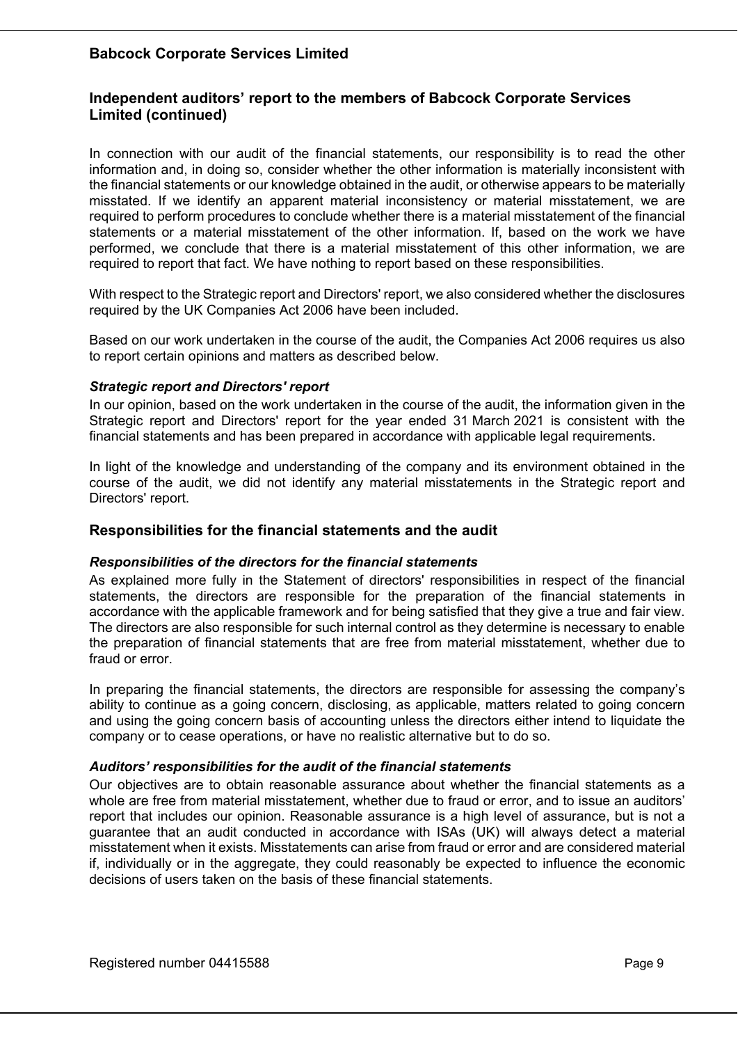In connection with our audit of the financial statements, our responsibility is to read the other information and, in doing so, consider whether the other information is materially inconsistent with the financial statements or our knowledge obtained in the audit, or otherwise appears to be materially misstated. If we identify an apparent material inconsistency or material misstatement, we are required to perform procedures to conclude whether there is a material misstatement of the financial statements or a material misstatement of the other information. If, based on the work we have performed, we conclude that there is a material misstatement of this other information, we are required to report that fact. We have nothing to report based on these responsibilities.

With respect to the Strategic report and Directors' report, we also considered whether the disclosures required by the UK Companies Act 2006 have been included.

Based on our work undertaken in the course of the audit, the Companies Act 2006 requires us also to report certain opinions and matters as described below.

***Strategic report and Directors' report***

In our opinion, based on the work undertaken in the course of the audit, the information given in the Strategic report and Directors' report for the year ended 31 March 2021 is consistent with the financial statements and has been prepared in accordance with applicable legal requirements.

In light of the knowledge and understanding of the company and its environment obtained in the course of the audit, we did not identify any material misstatements in the Strategic report and Directors' report.

## Responsibilities for the financial statements and the audit

***Responsibilities of the directors for the financial statements***

As explained more fully in the Statement of directors' responsibilities in respect of the financial statements, the directors are responsible for the preparation of the financial statements in accordance with the applicable framework and for being satisfied that they give a true and fair view. The directors are also responsible for such internal control as they determine is necessary to enable the preparation of financial statements that are free from material misstatement, whether due to fraud or error.

In preparing the financial statements, the directors are responsible for assessing the company's ability to continue as a going concern, disclosing, as applicable, matters related to going concern and using the going concern basis of accounting unless the directors either intend to liquidate the company or to cease operations, or have no realistic alternative but to do so.

***Auditors' responsibilities for the audit of the financial statements***

Our objectives are to obtain reasonable assurance about whether the financial statements as a whole are free from material misstatement, whether due to fraud or error, and to issue an auditors' report that includes our opinion. Reasonable assurance is a high level of assurance, but is not a guarantee that an audit conducted in accordance with ISAs (UK) will always detect a material misstatement when it exists. Misstatements can arise from fraud or error and are considered material if, individually or in the aggregate, they could reasonably be expected to influence the economic decisions of users taken on the basis of these financial statements.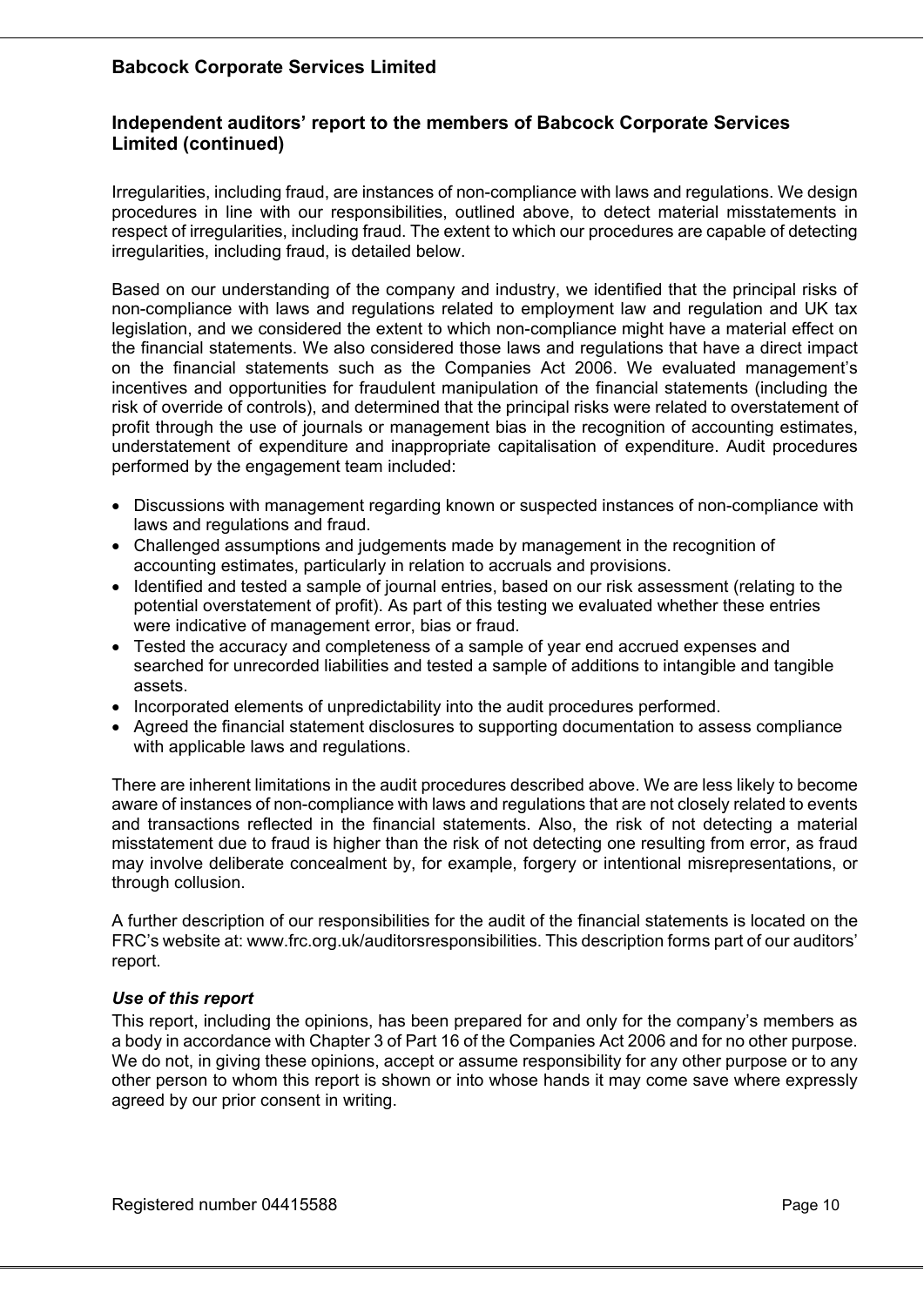Irregularities, including fraud, are instances of non-compliance with laws and regulations. We design procedures in line with our responsibilities, outlined above, to detect material misstatements in respect of irregularities, including fraud. The extent to which our procedures are capable of detecting irregularities, including fraud, is detailed below.

Based on our understanding of the company and industry, we identified that the principal risks of non-compliance with laws and regulations related to employment law and regulation and UK tax legislation, and we considered the extent to which non-compliance might have a material effect on the financial statements. We also considered those laws and regulations that have a direct impact on the financial statements such as the Companies Act 2006. We evaluated management's incentives and opportunities for fraudulent manipulation of the financial statements (including the risk of override of controls), and determined that the principal risks were related to overstatement of profit through the use of journals or management bias in the recognition of accounting estimates, understatement of expenditure and inappropriate capitalisation of expenditure. Audit procedures performed by the engagement team included:

- Discussions with management regarding known or suspected instances of non-compliance with laws and regulations and fraud.
- Challenged assumptions and judgements made by management in the recognition of accounting estimates, particularly in relation to accruals and provisions.
- Identified and tested a sample of journal entries, based on our risk assessment (relating to the potential overstatement of profit). As part of this testing we evaluated whether these entries were indicative of management error, bias or fraud.
- Tested the accuracy and completeness of a sample of year end accrued expenses and searched for unrecorded liabilities and tested a sample of additions to intangible and tangible assets.
- Incorporated elements of unpredictability into the audit procedures performed.
- Agreed the financial statement disclosures to supporting documentation to assess compliance with applicable laws and regulations.

There are inherent limitations in the audit procedures described above. We are less likely to become aware of instances of non-compliance with laws and regulations that are not closely related to events and transactions reflected in the financial statements. Also, the risk of not detecting a material misstatement due to fraud is higher than the risk of not detecting one resulting from error, as fraud may involve deliberate concealment by, for example, forgery or intentional misrepresentations, or through collusion.

A further description of our responsibilities for the audit of the financial statements is located on the FRC's website at: www.frc.org.uk/auditorsresponsibilities. This description forms part of our auditors' report.

### *Use of this report*

This report, including the opinions, has been prepared for and only for the company's members as a body in accordance with Chapter 3 of Part 16 of the Companies Act 2006 and for no other purpose. We do not, in giving these opinions, accept or assume responsibility for any other purpose or to any other person to whom this report is shown or into whose hands it may come save where expressly agreed by our prior consent in writing.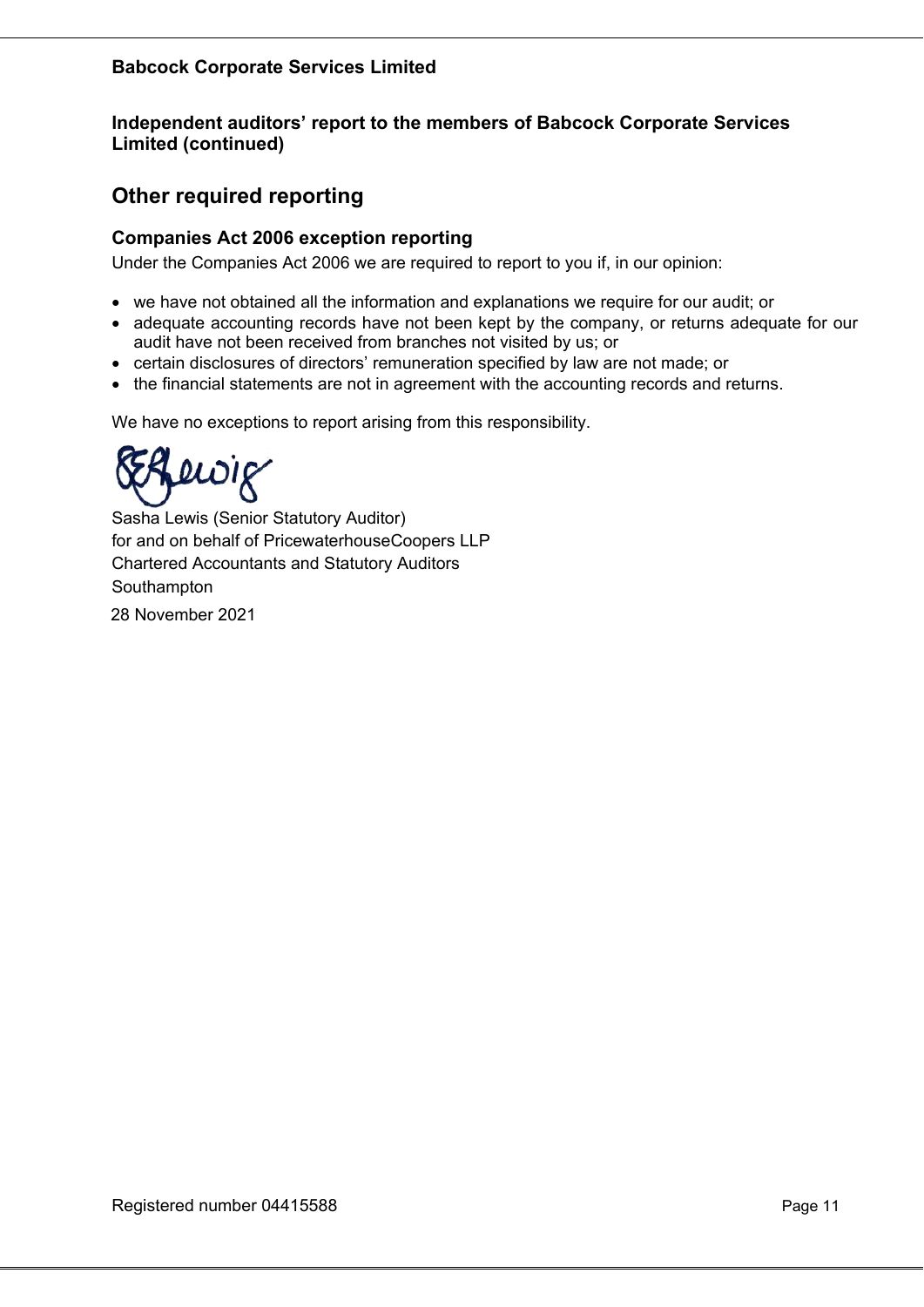## Independent auditors' report to the members of Babcock Corporate Services Limited (continued)

# Other required reporting

### Companies Act 2006 exception reporting

Under the Companies Act 2006 we are required to report to you if, in our opinion:

- we have not obtained all the information and explanations we require for our audit; or
- adequate accounting records have not been kept by the company, or returns adequate for our audit have not been received from branches not visited by us; or
- certain disclosures of directors' remuneration specified by law are not made; or
- the financial statements are not in agreement with the accounting records and returns.

We have no exceptions to report arising from this responsibility.

Sasha Lewis (Senior Statutory Auditor)
for and on behalf of PricewaterhouseCoopers LLP
Chartered Accountants and Statutory Auditors
Southampton
28 November 2021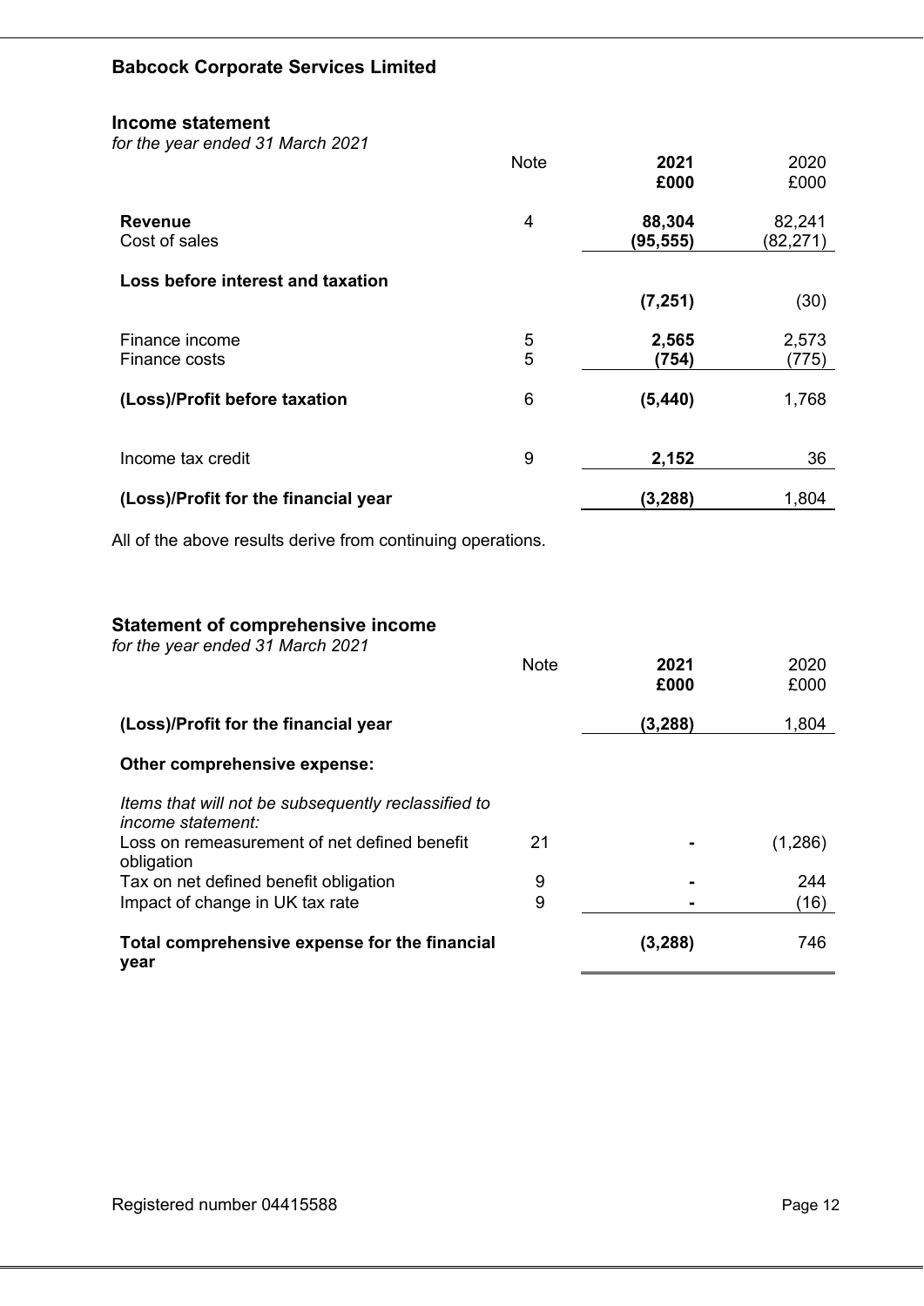**Babcock Corporate Services Limited**

## Income statement

*for the year ended 31 March 2021*

| | Note | 2021 £000 | 2020 £000 |
|---|---|---|---|
| **Revenue** | 4 | **88,304** | 82,241 |
| Cost of sales | | **(95,555)** | (82,271) |
| **Loss before interest and taxation** | | **(7,251)** | (30) |
| Finance income | 5 | **2,565** | 2,573 |
| Finance costs | 5 | **(754)** | (775) |
| **(Loss)/Profit before taxation** | 6 | **(5,440)** | 1,768 |
| Income tax credit | 9 | **2,152** | 36 |
| **(Loss)/Profit for the financial year** | | **(3,288)** | 1,804 |

All of the above results derive from continuing operations.

## Statement of comprehensive income

*for the year ended 31 March 2021*

| | Note | 2021 £000 | 2020 £000 |
|---|---|---|---|
| **(Loss)/Profit for the financial year** | | **(3,288)** | 1,804 |
| **Other comprehensive expense:** | | | |
| *Items that will not be subsequently reclassified to income statement:* | | | |
| Loss on remeasurement of net defined benefit obligation | 21 | **-** | (1,286) |
| Tax on net defined benefit obligation | 9 | **-** | 244 |
| Impact of change in UK tax rate | 9 | **-** | (16) |
| **Total comprehensive expense for the financial year** | | **(3,288)** | 746 |

Registered number 04415588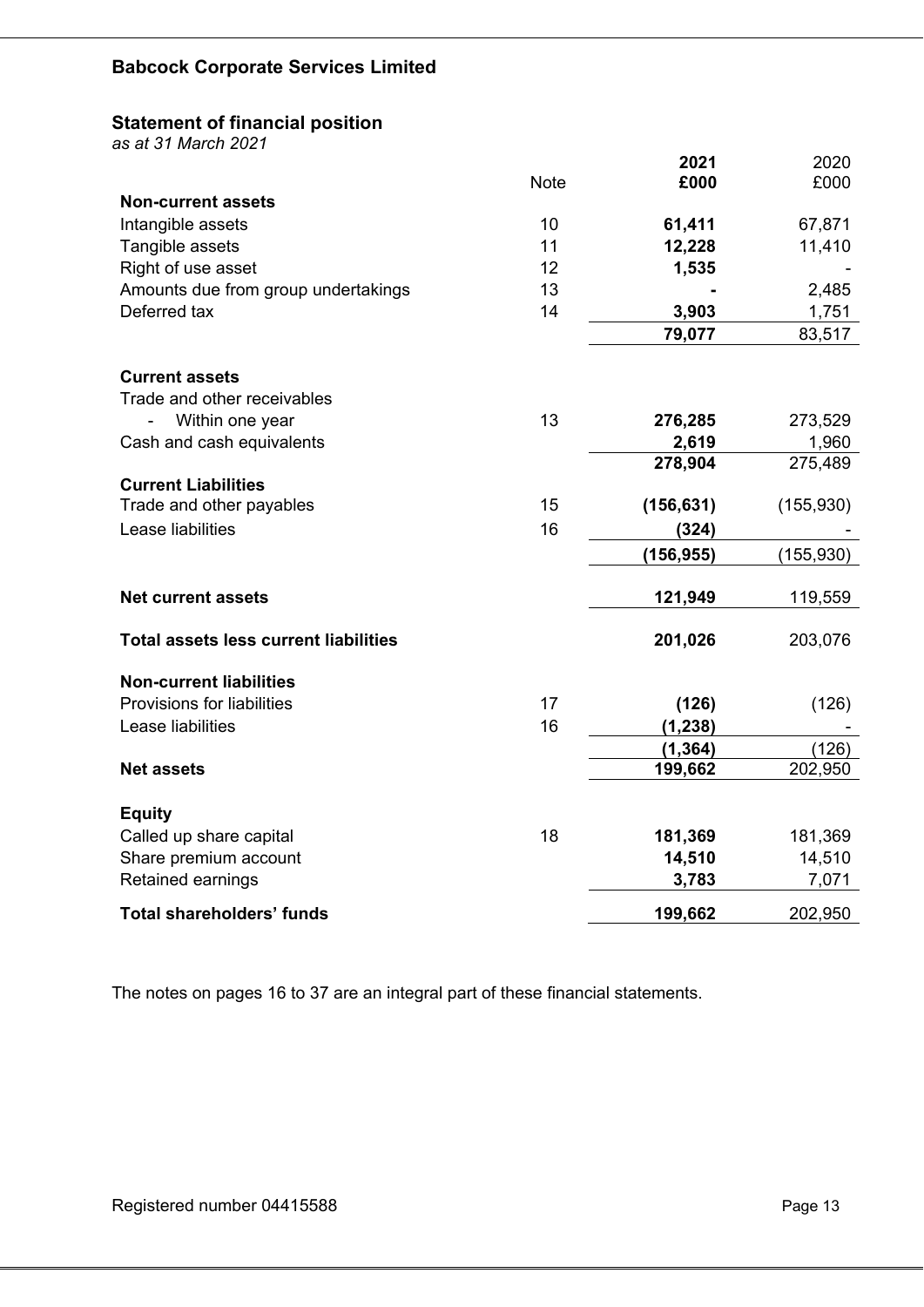**Babcock Corporate Services Limited**

## Statement of financial position

*as at 31 March 2021*

| | Note | 2021 £000 | 2020 £000 |
|---|---|---|---|
| **Non-current assets** | | | |
| Intangible assets | 10 | **61,411** | 67,871 |
| Tangible assets | 11 | **12,228** | 11,410 |
| Right of use asset | 12 | **1,535** | - |
| Amounts due from group undertakings | 13 | **-** | 2,485 |
| Deferred tax | 14 | **3,903** | 1,751 |
| | | **79,077** | 83,517 |
| **Current assets** | | | |
| Trade and other receivables | | | |
| - Within one year | 13 | **276,285** | 273,529 |
| Cash and cash equivalents | | **2,619** | 1,960 |
| | | **278,904** | 275,489 |
| **Current Liabilities** | | | |
| Trade and other payables | 15 | **(156,631)** | (155,930) |
| Lease liabilities | 16 | **(324)** | - |
| | | **(156,955)** | (155,930) |
| **Net current assets** | | **121,949** | 119,559 |
| **Total assets less current liabilities** | | **201,026** | 203,076 |
| **Non-current liabilities** | | | |
| Provisions for liabilities | 17 | **(126)** | (126) |
| Lease liabilities | 16 | **(1,238)** | - |
| | | **(1,364)** | (126) |
| **Net assets** | | **199,662** | 202,950 |
| **Equity** | | | |
| Called up share capital | 18 | **181,369** | 181,369 |
| Share premium account | | **14,510** | 14,510 |
| Retained earnings | | **3,783** | 7,071 |
| **Total shareholders' funds** | | **199,662** | 202,950 |

The notes on pages 16 to 37 are an integral part of these financial statements.

Registered number 04415588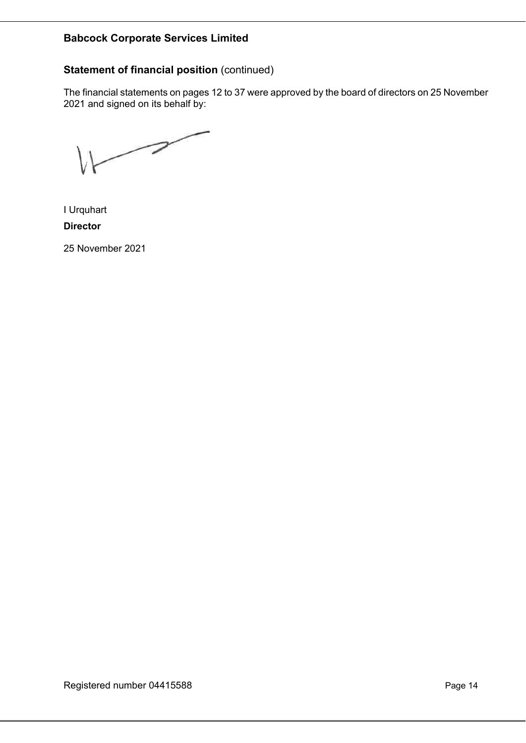**Babcock Corporate Services Limited**

## **Statement of financial position** (continued)

The financial statements on pages 12 to 37 were approved by the board of directors on 25 November 2021 and signed on its behalf by:

I Urquhart

**Director**

25 November 2021

Registered number 04415588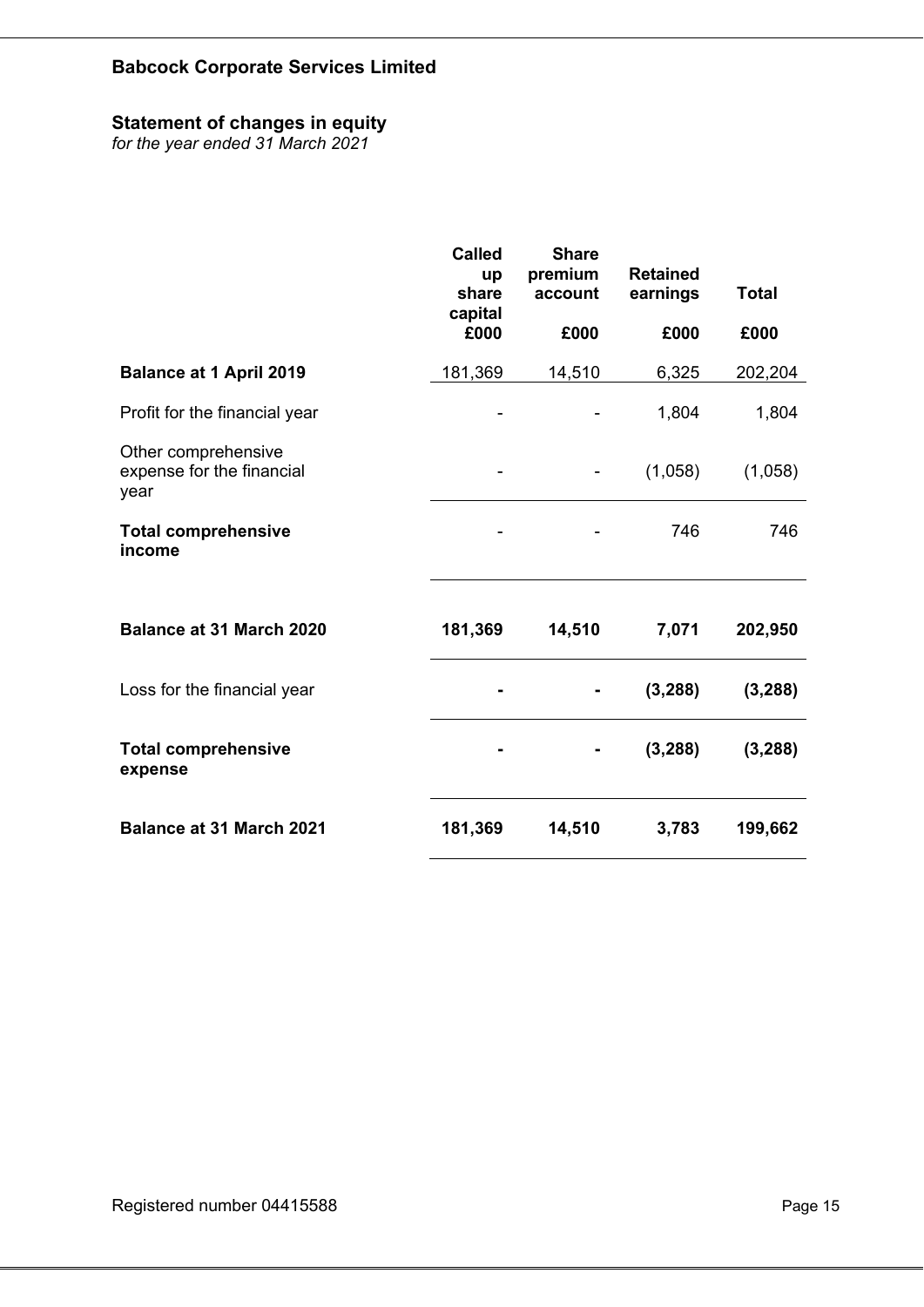**Babcock Corporate Services Limited**

## Statement of changes in equity

*for the year ended 31 March 2021*

| | Called up share capital £000 | Share premium account £000 | Retained earnings £000 | Total £000 |
|---|---|---|---|---|
| **Balance at 1 April 2019** | 181,369 | 14,510 | 6,325 | 202,204 |
| Profit for the financial year | - | - | 1,804 | 1,804 |
| Other comprehensive expense for the financial year | - | - | (1,058) | (1,058) |
| **Total comprehensive income** | - | - | 746 | 746 |
| **Balance at 31 March 2020** | **181,369** | **14,510** | **7,071** | **202,950** |
| Loss for the financial year | **-** | **-** | **(3,288)** | **(3,288)** |
| **Total comprehensive expense** | **-** | **-** | **(3,288)** | **(3,288)** |
| **Balance at 31 March 2021** | **181,369** | **14,510** | **3,783** | **199,662** |

Registered number 04415588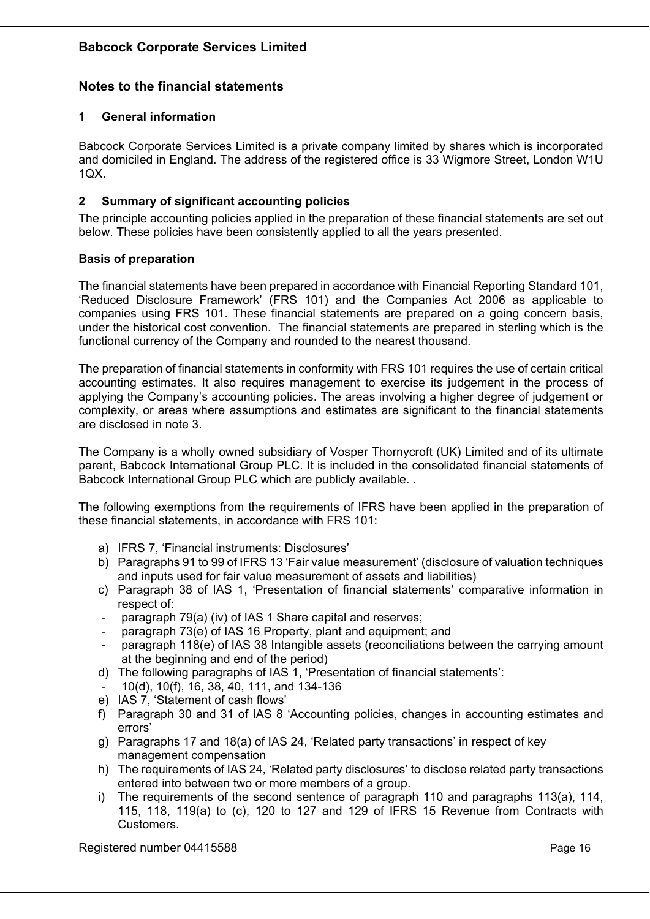# Babcock Corporate Services Limited

## Notes to the financial statements

### 1 General information

Babcock Corporate Services Limited is a private company limited by shares which is incorporated and domiciled in England. The address of the registered office is 33 Wigmore Street, London W1U 1QX.

### 2 Summary of significant accounting policies

The principle accounting policies applied in the preparation of these financial statements are set out below. These policies have been consistently applied to all the years presented.

**Basis of preparation**

The financial statements have been prepared in accordance with Financial Reporting Standard 101, 'Reduced Disclosure Framework' (FRS 101) and the Companies Act 2006 as applicable to companies using FRS 101. These financial statements are prepared on a going concern basis, under the historical cost convention. The financial statements are prepared in sterling which is the functional currency of the Company and rounded to the nearest thousand.

The preparation of financial statements in conformity with FRS 101 requires the use of certain critical accounting estimates. It also requires management to exercise its judgement in the process of applying the Company's accounting policies. The areas involving a higher degree of judgement or complexity, or areas where assumptions and estimates are significant to the financial statements are disclosed in note 3.

The Company is a wholly owned subsidiary of Vosper Thornycroft (UK) Limited and of its ultimate parent, Babcock International Group PLC. It is included in the consolidated financial statements of Babcock International Group PLC which are publicly available. .

The following exemptions from the requirements of IFRS have been applied in the preparation of these financial statements, in accordance with FRS 101:

a) IFRS 7, 'Financial instruments: Disclosures'
b) Paragraphs 91 to 99 of IFRS 13 'Fair value measurement' (disclosure of valuation techniques and inputs used for fair value measurement of assets and liabilities)
c) Paragraph 38 of IAS 1, 'Presentation of financial statements' comparative information in respect of:
   - paragraph 79(a) (iv) of IAS 1 Share capital and reserves;
   - paragraph 73(e) of IAS 16 Property, plant and equipment; and
   - paragraph 118(e) of IAS 38 Intangible assets (reconciliations between the carrying amount at the beginning and end of the period)
d) The following paragraphs of IAS 1, 'Presentation of financial statements':
   - 10(d), 10(f), 16, 38, 40, 111, and 134-136
e) IAS 7, 'Statement of cash flows'
f) Paragraph 30 and 31 of IAS 8 'Accounting policies, changes in accounting estimates and errors'
g) Paragraphs 17 and 18(a) of IAS 24, 'Related party transactions' in respect of key management compensation
h) The requirements of IAS 24, 'Related party disclosures' to disclose related party transactions entered into between two or more members of a group.
i) The requirements of the second sentence of paragraph 110 and paragraphs 113(a), 114, 115, 118, 119(a) to (c), 120 to 127 and 129 of IFRS 15 Revenue from Contracts with Customers.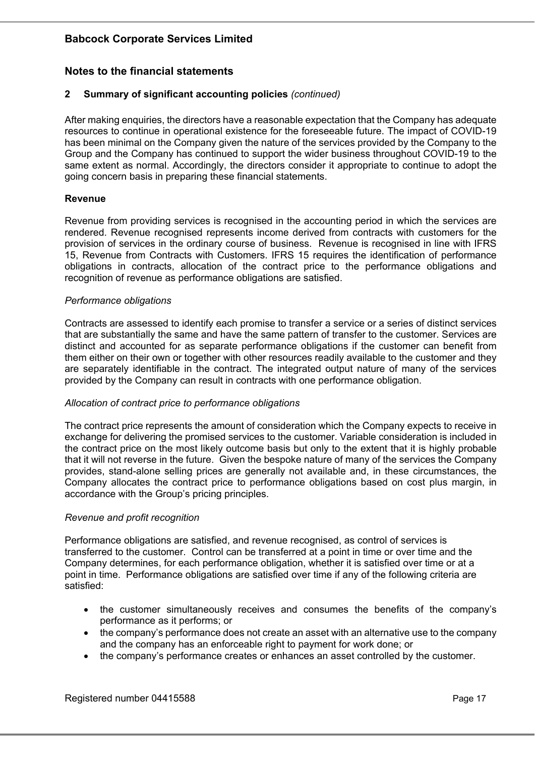## Notes to the financial statements

### 2 Summary of significant accounting policies *(continued)*

After making enquiries, the directors have a reasonable expectation that the Company has adequate resources to continue in operational existence for the foreseeable future. The impact of COVID-19 has been minimal on the Company given the nature of the services provided by the Company to the Group and the Company has continued to support the wider business throughout COVID-19 to the same extent as normal. Accordingly, the directors consider it appropriate to continue to adopt the going concern basis in preparing these financial statements.

**Revenue**

Revenue from providing services is recognised in the accounting period in which the services are rendered. Revenue recognised represents income derived from contracts with customers for the provision of services in the ordinary course of business. Revenue is recognised in line with IFRS 15, Revenue from Contracts with Customers. IFRS 15 requires the identification of performance obligations in contracts, allocation of the contract price to the performance obligations and recognition of revenue as performance obligations are satisfied.

*Performance obligations*

Contracts are assessed to identify each promise to transfer a service or a series of distinct services that are substantially the same and have the same pattern of transfer to the customer. Services are distinct and accounted for as separate performance obligations if the customer can benefit from them either on their own or together with other resources readily available to the customer and they are separately identifiable in the contract. The integrated output nature of many of the services provided by the Company can result in contracts with one performance obligation.

*Allocation of contract price to performance obligations*

The contract price represents the amount of consideration which the Company expects to receive in exchange for delivering the promised services to the customer. Variable consideration is included in the contract price on the most likely outcome basis but only to the extent that it is highly probable that it will not reverse in the future. Given the bespoke nature of many of the services the Company provides, stand-alone selling prices are generally not available and, in these circumstances, the Company allocates the contract price to performance obligations based on cost plus margin, in accordance with the Group's pricing principles.

*Revenue and profit recognition*

Performance obligations are satisfied, and revenue recognised, as control of services is transferred to the customer. Control can be transferred at a point in time or over time and the Company determines, for each performance obligation, whether it is satisfied over time or at a point in time. Performance obligations are satisfied over time if any of the following criteria are satisfied:

- the customer simultaneously receives and consumes the benefits of the company's performance as it performs; or
- the company's performance does not create an asset with an alternative use to the company and the company has an enforceable right to payment for work done; or
- the company's performance creates or enhances an asset controlled by the customer.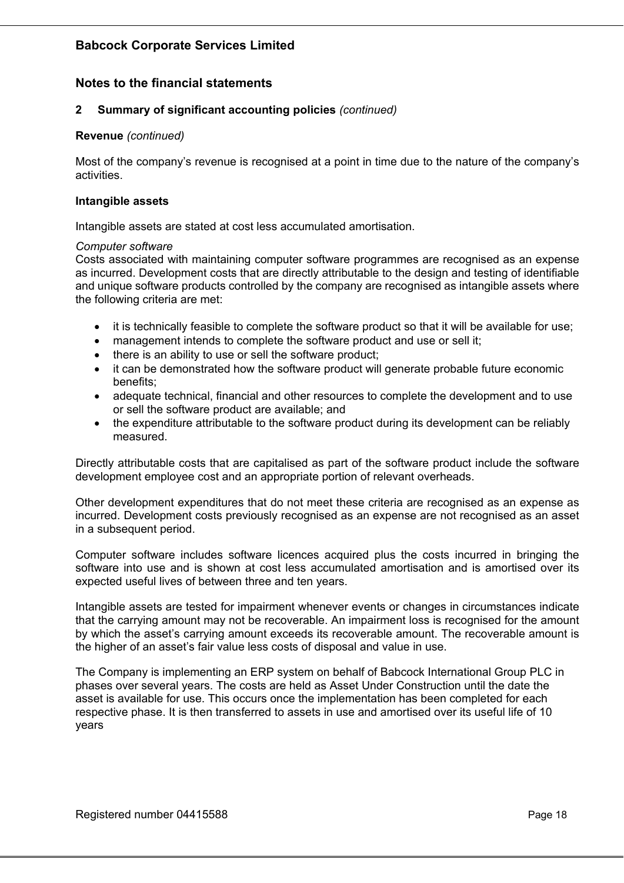# Babcock Corporate Services Limited

## Notes to the financial statements

### 2 Summary of significant accounting policies *(continued)*

**Revenue** *(continued)*

Most of the company's revenue is recognised at a point in time due to the nature of the company's activities.

**Intangible assets**

Intangible assets are stated at cost less accumulated amortisation.

*Computer software*

Costs associated with maintaining computer software programmes are recognised as an expense as incurred. Development costs that are directly attributable to the design and testing of identifiable and unique software products controlled by the company are recognised as intangible assets where the following criteria are met:

- it is technically feasible to complete the software product so that it will be available for use;
- management intends to complete the software product and use or sell it;
- there is an ability to use or sell the software product;
- it can be demonstrated how the software product will generate probable future economic benefits;
- adequate technical, financial and other resources to complete the development and to use or sell the software product are available; and
- the expenditure attributable to the software product during its development can be reliably measured.

Directly attributable costs that are capitalised as part of the software product include the software development employee cost and an appropriate portion of relevant overheads.

Other development expenditures that do not meet these criteria are recognised as an expense as incurred. Development costs previously recognised as an expense are not recognised as an asset in a subsequent period.

Computer software includes software licences acquired plus the costs incurred in bringing the software into use and is shown at cost less accumulated amortisation and is amortised over its expected useful lives of between three and ten years.

Intangible assets are tested for impairment whenever events or changes in circumstances indicate that the carrying amount may not be recoverable. An impairment loss is recognised for the amount by which the asset's carrying amount exceeds its recoverable amount. The recoverable amount is the higher of an asset's fair value less costs of disposal and value in use.

The Company is implementing an ERP system on behalf of Babcock International Group PLC in phases over several years. The costs are held as Asset Under Construction until the date the asset is available for use. This occurs once the implementation has been completed for each respective phase. It is then transferred to assets in use and amortised over its useful life of 10 years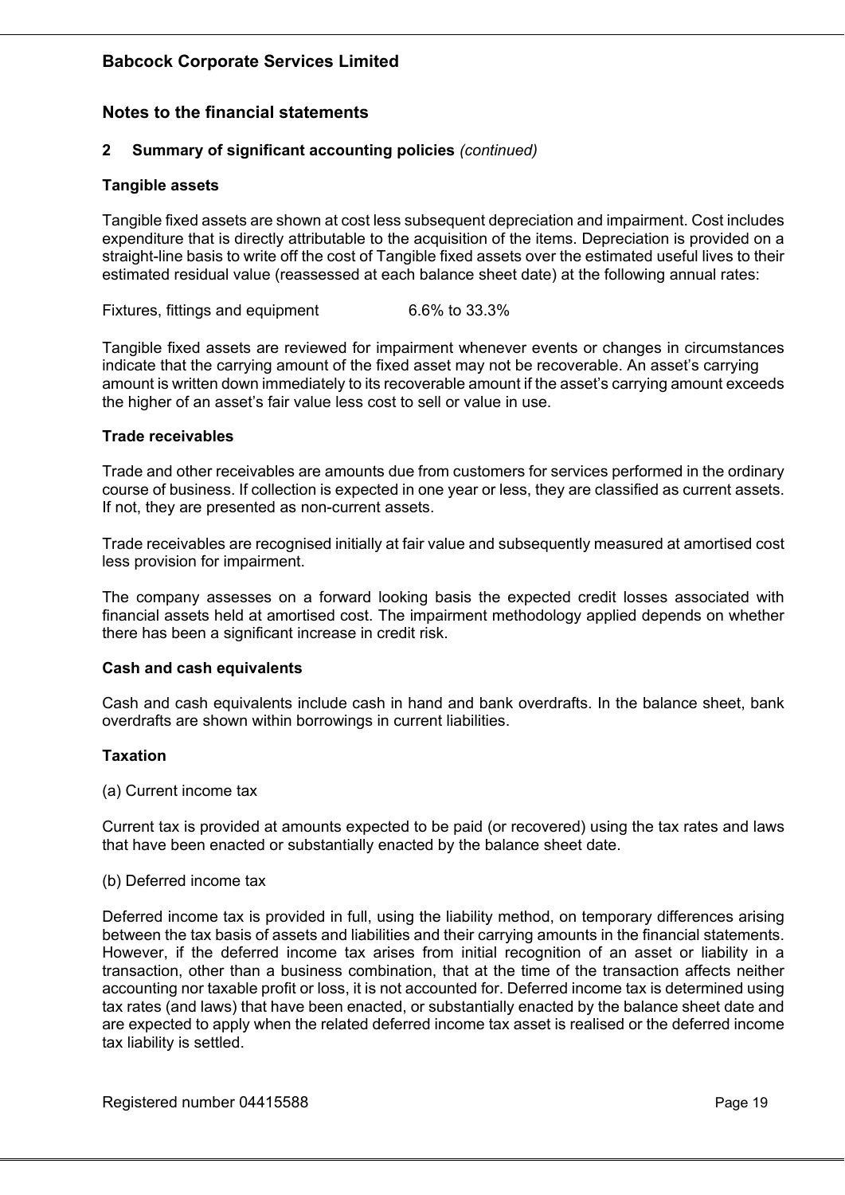## Notes to the financial statements

### 2 Summary of significant accounting policies *(continued)*

**Tangible assets**

Tangible fixed assets are shown at cost less subsequent depreciation and impairment. Cost includes expenditure that is directly attributable to the acquisition of the items. Depreciation is provided on a straight-line basis to write off the cost of Tangible fixed assets over the estimated useful lives to their estimated residual value (reassessed at each balance sheet date) at the following annual rates:

| | |
|---|---|
| Fixtures, fittings and equipment | 6.6% to 33.3% |

Tangible fixed assets are reviewed for impairment whenever events or changes in circumstances indicate that the carrying amount of the fixed asset may not be recoverable. An asset's carrying amount is written down immediately to its recoverable amount if the asset's carrying amount exceeds the higher of an asset's fair value less cost to sell or value in use.

**Trade receivables**

Trade and other receivables are amounts due from customers for services performed in the ordinary course of business. If collection is expected in one year or less, they are classified as current assets. If not, they are presented as non-current assets.

Trade receivables are recognised initially at fair value and subsequently measured at amortised cost less provision for impairment.

The company assesses on a forward looking basis the expected credit losses associated with financial assets held at amortised cost. The impairment methodology applied depends on whether there has been a significant increase in credit risk.

**Cash and cash equivalents**

Cash and cash equivalents include cash in hand and bank overdrafts. In the balance sheet, bank overdrafts are shown within borrowings in current liabilities.

**Taxation**

(a) Current income tax

Current tax is provided at amounts expected to be paid (or recovered) using the tax rates and laws that have been enacted or substantially enacted by the balance sheet date.

(b) Deferred income tax

Deferred income tax is provided in full, using the liability method, on temporary differences arising between the tax basis of assets and liabilities and their carrying amounts in the financial statements. However, if the deferred income tax arises from initial recognition of an asset or liability in a transaction, other than a business combination, that at the time of the transaction affects neither accounting nor taxable profit or loss, it is not accounted for. Deferred income tax is determined using tax rates (and laws) that have been enacted, or substantially enacted by the balance sheet date and are expected to apply when the related deferred income tax asset is realised or the deferred income tax liability is settled.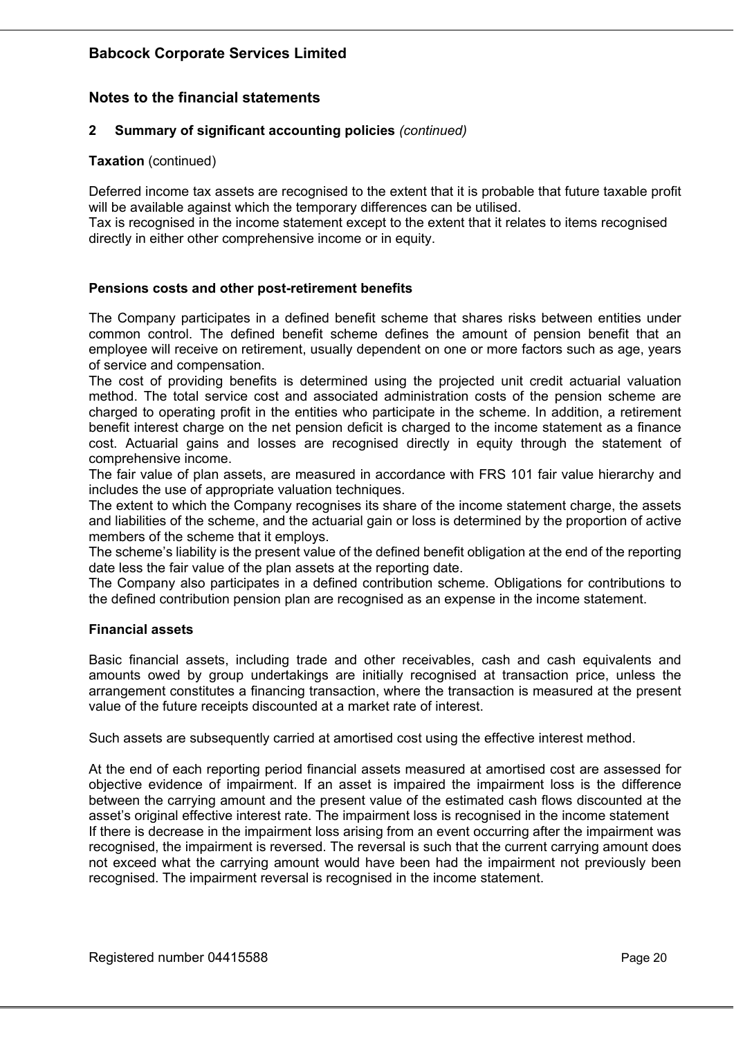**Babcock Corporate Services Limited**

## Notes to the financial statements

### 2 Summary of significant accounting policies *(continued)*

**Taxation** (continued)

Deferred income tax assets are recognised to the extent that it is probable that future taxable profit will be available against which the temporary differences can be utilised.
Tax is recognised in the income statement except to the extent that it relates to items recognised directly in either other comprehensive income or in equity.

**Pensions costs and other post-retirement benefits**

The Company participates in a defined benefit scheme that shares risks between entities under common control. The defined benefit scheme defines the amount of pension benefit that an employee will receive on retirement, usually dependent on one or more factors such as age, years of service and compensation.
The cost of providing benefits is determined using the projected unit credit actuarial valuation method. The total service cost and associated administration costs of the pension scheme are charged to operating profit in the entities who participate in the scheme. In addition, a retirement benefit interest charge on the net pension deficit is charged to the income statement as a finance cost. Actuarial gains and losses are recognised directly in equity through the statement of comprehensive income.
The fair value of plan assets, are measured in accordance with FRS 101 fair value hierarchy and includes the use of appropriate valuation techniques.
The extent to which the Company recognises its share of the income statement charge, the assets and liabilities of the scheme, and the actuarial gain or loss is determined by the proportion of active members of the scheme that it employs.
The scheme's liability is the present value of the defined benefit obligation at the end of the reporting date less the fair value of the plan assets at the reporting date.
The Company also participates in a defined contribution scheme. Obligations for contributions to the defined contribution pension plan are recognised as an expense in the income statement.

**Financial assets**

Basic financial assets, including trade and other receivables, cash and cash equivalents and amounts owed by group undertakings are initially recognised at transaction price, unless the arrangement constitutes a financing transaction, where the transaction is measured at the present value of the future receipts discounted at a market rate of interest.

Such assets are subsequently carried at amortised cost using the effective interest method.

At the end of each reporting period financial assets measured at amortised cost are assessed for objective evidence of impairment. If an asset is impaired the impairment loss is the difference between the carrying amount and the present value of the estimated cash flows discounted at the asset's original effective interest rate. The impairment loss is recognised in the income statement
If there is decrease in the impairment loss arising from an event occurring after the impairment was recognised, the impairment is reversed. The reversal is such that the current carrying amount does not exceed what the carrying amount would have been had the impairment not previously been recognised. The impairment reversal is recognised in the income statement.

Registered number 04415588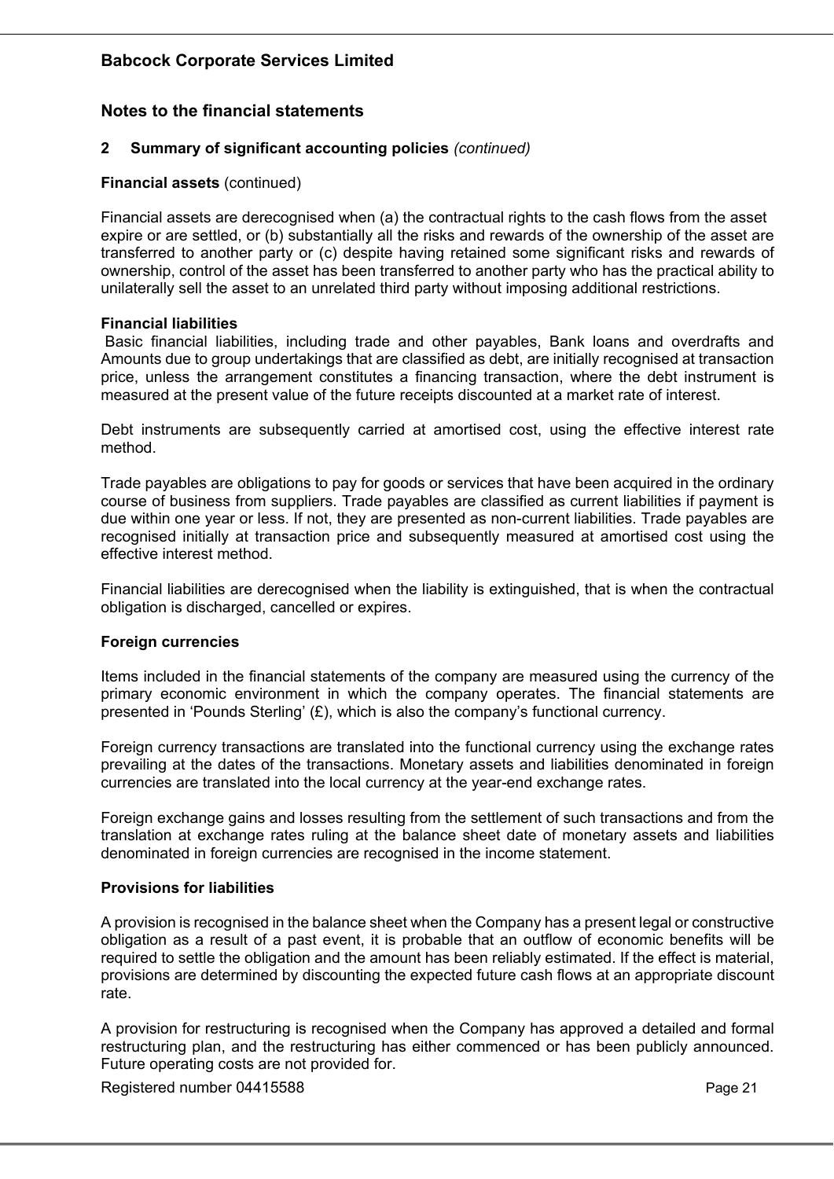## Notes to the financial statements

### 2 Summary of significant accounting policies *(continued)*

**Financial assets** (continued)

Financial assets are derecognised when (a) the contractual rights to the cash flows from the asset expire or are settled, or (b) substantially all the risks and rewards of the ownership of the asset are transferred to another party or (c) despite having retained some significant risks and rewards of ownership, control of the asset has been transferred to another party who has the practical ability to unilaterally sell the asset to an unrelated third party without imposing additional restrictions.

**Financial liabilities**

Basic financial liabilities, including trade and other payables, Bank loans and overdrafts and Amounts due to group undertakings that are classified as debt, are initially recognised at transaction price, unless the arrangement constitutes a financing transaction, where the debt instrument is measured at the present value of the future receipts discounted at a market rate of interest.

Debt instruments are subsequently carried at amortised cost, using the effective interest rate method.

Trade payables are obligations to pay for goods or services that have been acquired in the ordinary course of business from suppliers. Trade payables are classified as current liabilities if payment is due within one year or less. If not, they are presented as non-current liabilities. Trade payables are recognised initially at transaction price and subsequently measured at amortised cost using the effective interest method.

Financial liabilities are derecognised when the liability is extinguished, that is when the contractual obligation is discharged, cancelled or expires.

**Foreign currencies**

Items included in the financial statements of the company are measured using the currency of the primary economic environment in which the company operates. The financial statements are presented in 'Pounds Sterling' (£), which is also the company's functional currency.

Foreign currency transactions are translated into the functional currency using the exchange rates prevailing at the dates of the transactions. Monetary assets and liabilities denominated in foreign currencies are translated into the local currency at the year-end exchange rates.

Foreign exchange gains and losses resulting from the settlement of such transactions and from the translation at exchange rates ruling at the balance sheet date of monetary assets and liabilities denominated in foreign currencies are recognised in the income statement.

**Provisions for liabilities**

A provision is recognised in the balance sheet when the Company has a present legal or constructive obligation as a result of a past event, it is probable that an outflow of economic benefits will be required to settle the obligation and the amount has been reliably estimated. If the effect is material, provisions are determined by discounting the expected future cash flows at an appropriate discount rate.

A provision for restructuring is recognised when the Company has approved a detailed and formal restructuring plan, and the restructuring has either commenced or has been publicly announced. Future operating costs are not provided for.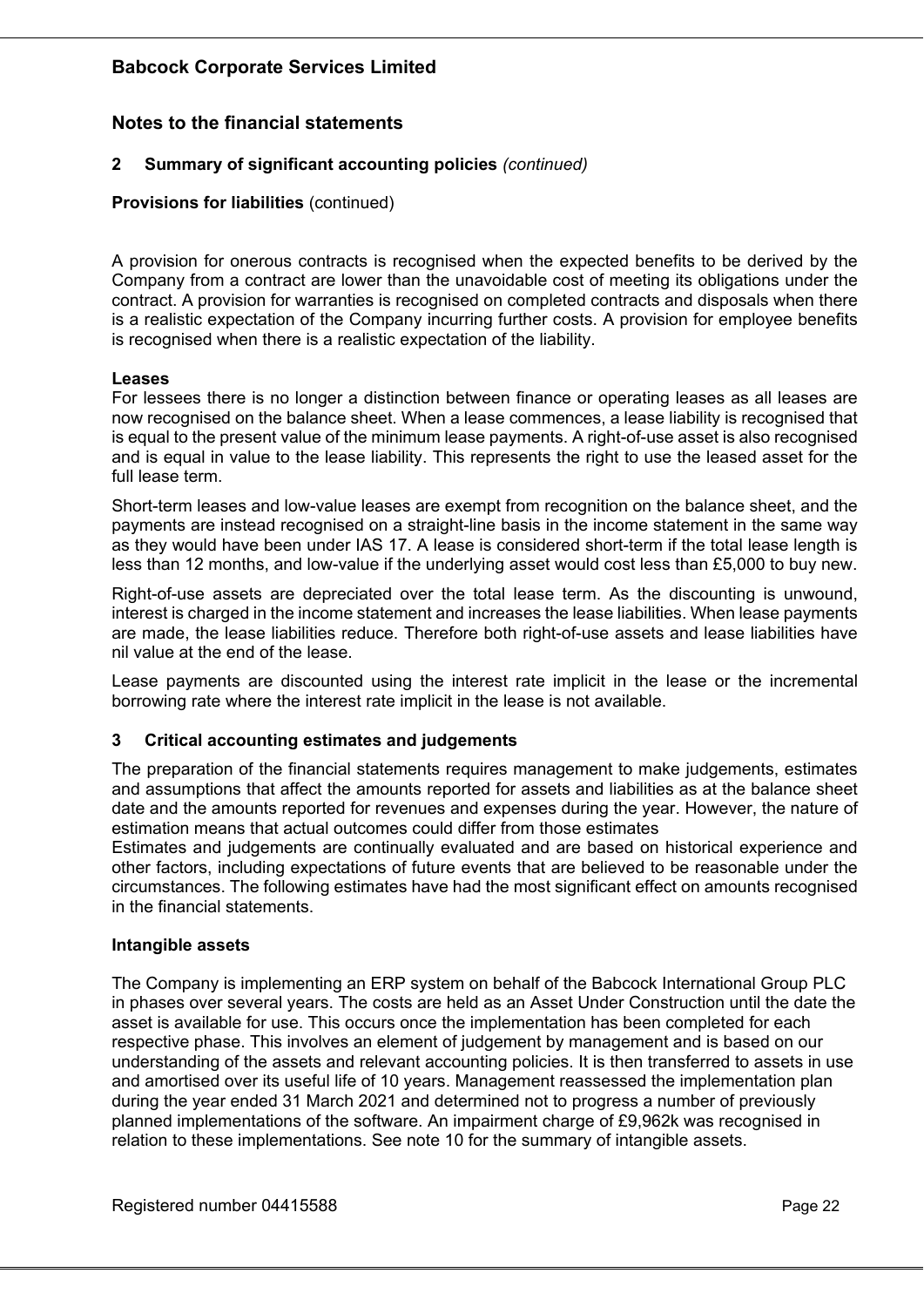**Babcock Corporate Services Limited**

## Notes to the financial statements

### 2 Summary of significant accounting policies *(continued)*

**Provisions for liabilities** (continued)

A provision for onerous contracts is recognised when the expected benefits to be derived by the Company from a contract are lower than the unavoidable cost of meeting its obligations under the contract. A provision for warranties is recognised on completed contracts and disposals when there is a realistic expectation of the Company incurring further costs. A provision for employee benefits is recognised when there is a realistic expectation of the liability.

**Leases**

For lessees there is no longer a distinction between finance or operating leases as all leases are now recognised on the balance sheet. When a lease commences, a lease liability is recognised that is equal to the present value of the minimum lease payments. A right-of-use asset is also recognised and is equal in value to the lease liability. This represents the right to use the leased asset for the full lease term.

Short-term leases and low-value leases are exempt from recognition on the balance sheet, and the payments are instead recognised on a straight-line basis in the income statement in the same way as they would have been under IAS 17. A lease is considered short-term if the total lease length is less than 12 months, and low-value if the underlying asset would cost less than £5,000 to buy new.

Right-of-use assets are depreciated over the total lease term. As the discounting is unwound, interest is charged in the income statement and increases the lease liabilities. When lease payments are made, the lease liabilities reduce. Therefore both right-of-use assets and lease liabilities have nil value at the end of the lease.

Lease payments are discounted using the interest rate implicit in the lease or the incremental borrowing rate where the interest rate implicit in the lease is not available.

### 3 Critical accounting estimates and judgements

The preparation of the financial statements requires management to make judgements, estimates and assumptions that affect the amounts reported for assets and liabilities as at the balance sheet date and the amounts reported for revenues and expenses during the year. However, the nature of estimation means that actual outcomes could differ from those estimates

Estimates and judgements are continually evaluated and are based on historical experience and other factors, including expectations of future events that are believed to be reasonable under the circumstances. The following estimates have had the most significant effect on amounts recognised in the financial statements.

**Intangible assets**

The Company is implementing an ERP system on behalf of the Babcock International Group PLC in phases over several years. The costs are held as an Asset Under Construction until the date the asset is available for use. This occurs once the implementation has been completed for each respective phase. This involves an element of judgement by management and is based on our understanding of the assets and relevant accounting policies. It is then transferred to assets in use and amortised over its useful life of 10 years. Management reassessed the implementation plan during the year ended 31 March 2021 and determined not to progress a number of previously planned implementations of the software. An impairment charge of £9,962k was recognised in relation to these implementations. See note 10 for the summary of intangible assets.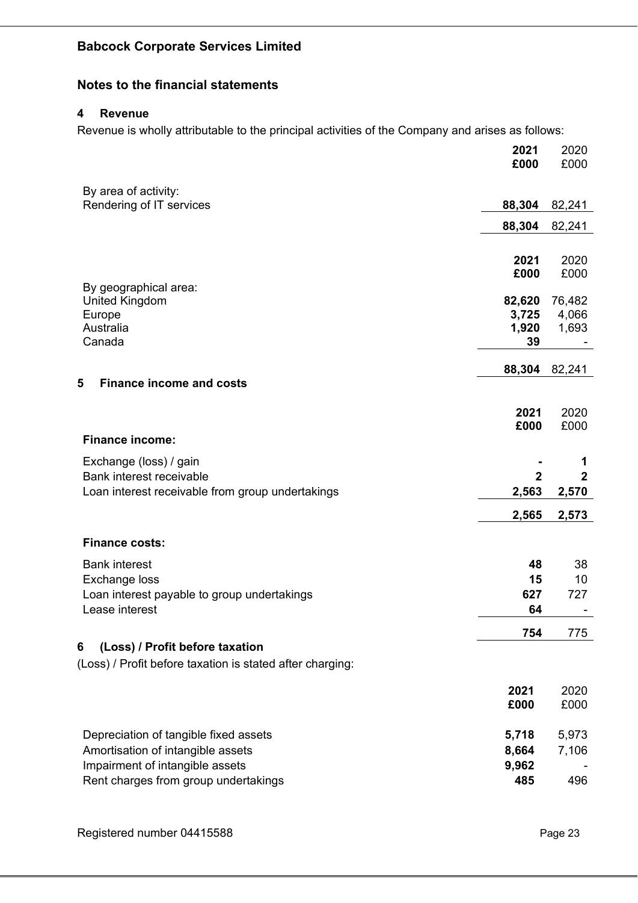# Babcock Corporate Services Limited

## Notes to the financial statements

### 4 Revenue

Revenue is wholly attributable to the principal activities of the Company and arises as follows:

| | 2021 £000 | 2020 £000 |
|---|---|---|
| By area of activity: | | |
| Rendering of IT services | **88,304** | 82,241 |
| | **88,304** | 82,241 |

| | 2021 £000 | 2020 £000 |
|---|---|---|
| By geographical area: | | |
| United Kingdom | **82,620** | 76,482 |
| Europe | **3,725** | 4,066 |
| Australia | **1,920** | 1,693 |
| Canada | **39** | - |
| | **88,304** | 82,241 |

### 5 Finance income and costs

| | 2021 £000 | 2020 £000 |
|---|---|---|
| **Finance income:** | | |
| Exchange (loss) / gain | **-** | **1** |
| Bank interest receivable | **2** | **2** |
| Loan interest receivable from group undertakings | **2,563** | **2,570** |
| | **2,565** | **2,573** |
| **Finance costs:** | | |
| Bank interest | **48** | 38 |
| Exchange loss | **15** | 10 |
| Loan interest payable to group undertakings | **627** | 727 |
| Lease interest | **64** | - |
| | **754** | 775 |

### 6 (Loss) / Profit before taxation

(Loss) / Profit before taxation is stated after charging:

| | 2021 £000 | 2020 £000 |
|---|---|---|
| Depreciation of tangible fixed assets | **5,718** | 5,973 |
| Amortisation of intangible assets | **8,664** | 7,106 |
| Impairment of intangible assets | **9,962** | - |
| Rent charges from group undertakings | **485** | 496 |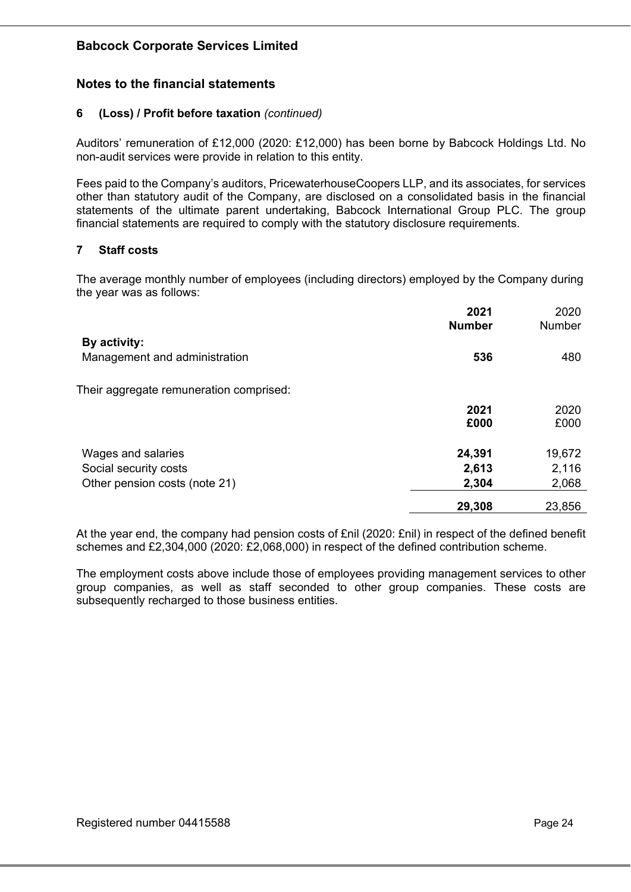## Notes to the financial statements

### 6 (Loss) / Profit before taxation *(continued)*

Auditors' remuneration of £12,000 (2020: £12,000) has been borne by Babcock Holdings Ltd. No non-audit services were provide in relation to this entity.

Fees paid to the Company's auditors, PricewaterhouseCoopers LLP, and its associates, for services other than statutory audit of the Company, are disclosed on a consolidated basis in the financial statements of the ultimate parent undertaking, Babcock International Group PLC. The group financial statements are required to comply with the statutory disclosure requirements.

### 7 Staff costs

The average monthly number of employees (including directors) employed by the Company during the year was as follows:

| | **2021 Number** | 2020 Number |
|---|---|---|
| **By activity:** | | |
| Management and administration | **536** | 480 |

Their aggregate remuneration comprised:

| | **2021 £000** | 2020 £000 |
|---|---|---|
| Wages and salaries | **24,391** | 19,672 |
| Social security costs | **2,613** | 2,116 |
| Other pension costs (note 21) | **2,304** | 2,068 |
| | **29,308** | 23,856 |

At the year end, the company had pension costs of £nil (2020: £nil) in respect of the defined benefit schemes and £2,304,000 (2020: £2,068,000) in respect of the defined contribution scheme.

The employment costs above include those of employees providing management services to other group companies, as well as staff seconded to other group companies. These costs are subsequently recharged to those business entities.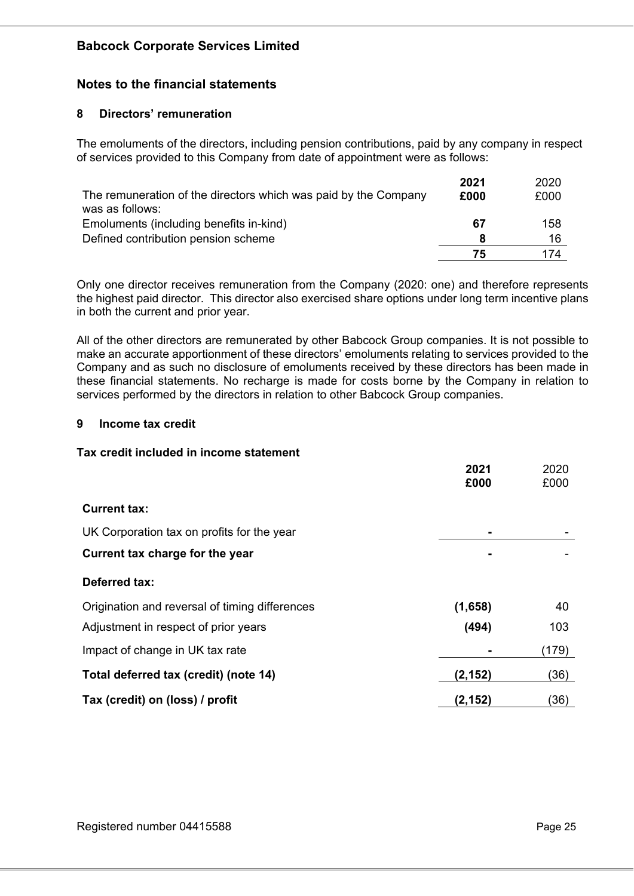**Babcock Corporate Services Limited**

## Notes to the financial statements

### 8 Directors' remuneration

The emoluments of the directors, including pension contributions, paid by any company in respect of services provided to this Company from date of appointment were as follows:

| | **2021** | 2020 |
|---|---|---|
| The remuneration of the directors which was paid by the Company was as follows: | **£000** | £000 |
| Emoluments (including benefits in-kind) | **67** | 158 |
| Defined contribution pension scheme | **8** | 16 |
| | **75** | 174 |

Only one director receives remuneration from the Company (2020: one) and therefore represents the highest paid director. This director also exercised share options under long term incentive plans in both the current and prior year.

All of the other directors are remunerated by other Babcock Group companies. It is not possible to make an accurate apportionment of these directors' emoluments relating to services provided to the Company and as such no disclosure of emoluments received by these directors has been made in these financial statements. No recharge is made for costs borne by the Company in relation to services performed by the directors in relation to other Babcock Group companies.

### 9 Income tax credit

**Tax credit included in income statement**

| | **2021 £000** | 2020 £000 |
|---|---|---|
| **Current tax:** | | |
| UK Corporation tax on profits for the year | **-** | - |
| **Current tax charge for the year** | **-** | - |
| **Deferred tax:** | | |
| Origination and reversal of timing differences | **(1,658)** | 40 |
| Adjustment in respect of prior years | **(494)** | 103 |
| Impact of change in UK tax rate | **-** | (179) |
| **Total deferred tax (credit) (note 14)** | **(2,152)** | (36) |
| **Tax (credit) on (loss) / profit** | **(2,152)** | (36) |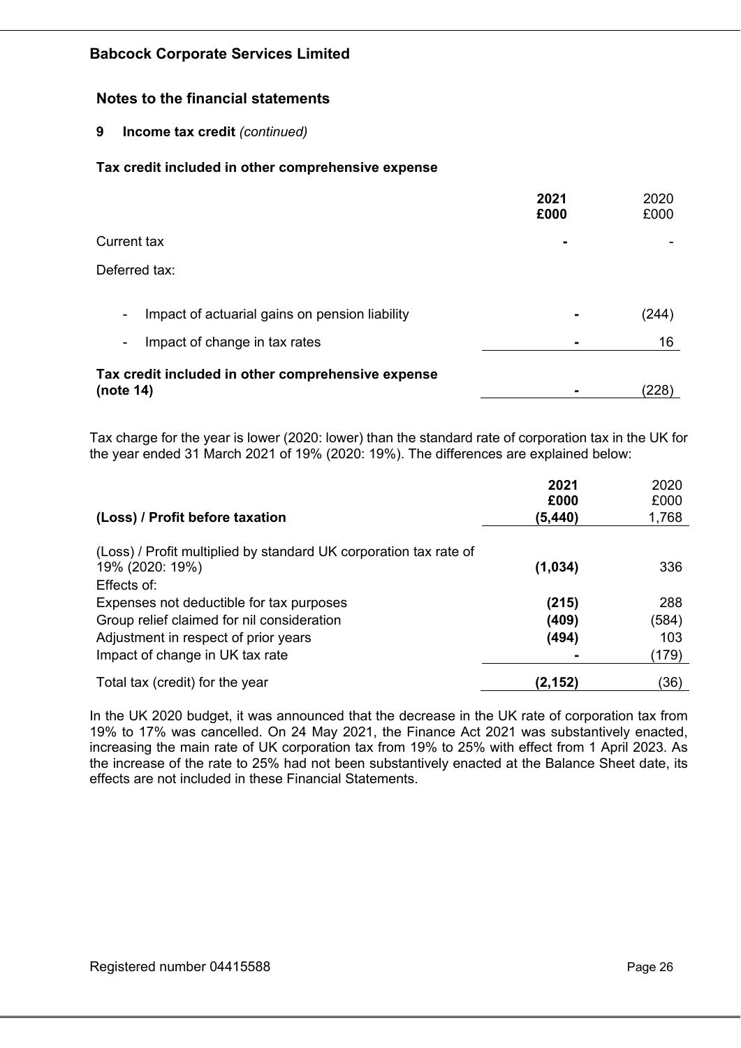## Babcock Corporate Services Limited

## Notes to the financial statements

### 9 Income tax credit *(continued)*

**Tax credit included in other comprehensive expense**

| | **2021 £000** | 2020 £000 |
|---|---|---|
| Current tax | **-** | - |
| Deferred tax: | | |
| - Impact of actuarial gains on pension liability | **-** | (244) |
| - Impact of change in tax rates | **-** | 16 |
| **Tax credit included in other comprehensive expense (note 14)** | **-** | (228) |

Tax charge for the year is lower (2020: lower) than the standard rate of corporation tax in the UK for the year ended 31 March 2021 of 19% (2020: 19%). The differences are explained below:

| | **2021 £000** | 2020 £000 |
|---|---|---|
| **(Loss) / Profit before taxation** | **(5,440)** | 1,768 |
| (Loss) / Profit multiplied by standard UK corporation tax rate of 19% (2020: 19%) | **(1,034)** | 336 |
| Effects of: | | |
| Expenses not deductible for tax purposes | **(215)** | 288 |
| Group relief claimed for nil consideration | **(409)** | (584) |
| Adjustment in respect of prior years | **(494)** | 103 |
| Impact of change in UK tax rate | **-** | (179) |
| Total tax (credit) for the year | **(2,152)** | (36) |

In the UK 2020 budget, it was announced that the decrease in the UK rate of corporation tax from 19% to 17% was cancelled. On 24 May 2021, the Finance Act 2021 was substantively enacted, increasing the main rate of UK corporation tax from 19% to 25% with effect from 1 April 2023. As the increase of the rate to 25% had not been substantively enacted at the Balance Sheet date, its effects are not included in these Financial Statements.

Registered number 04415588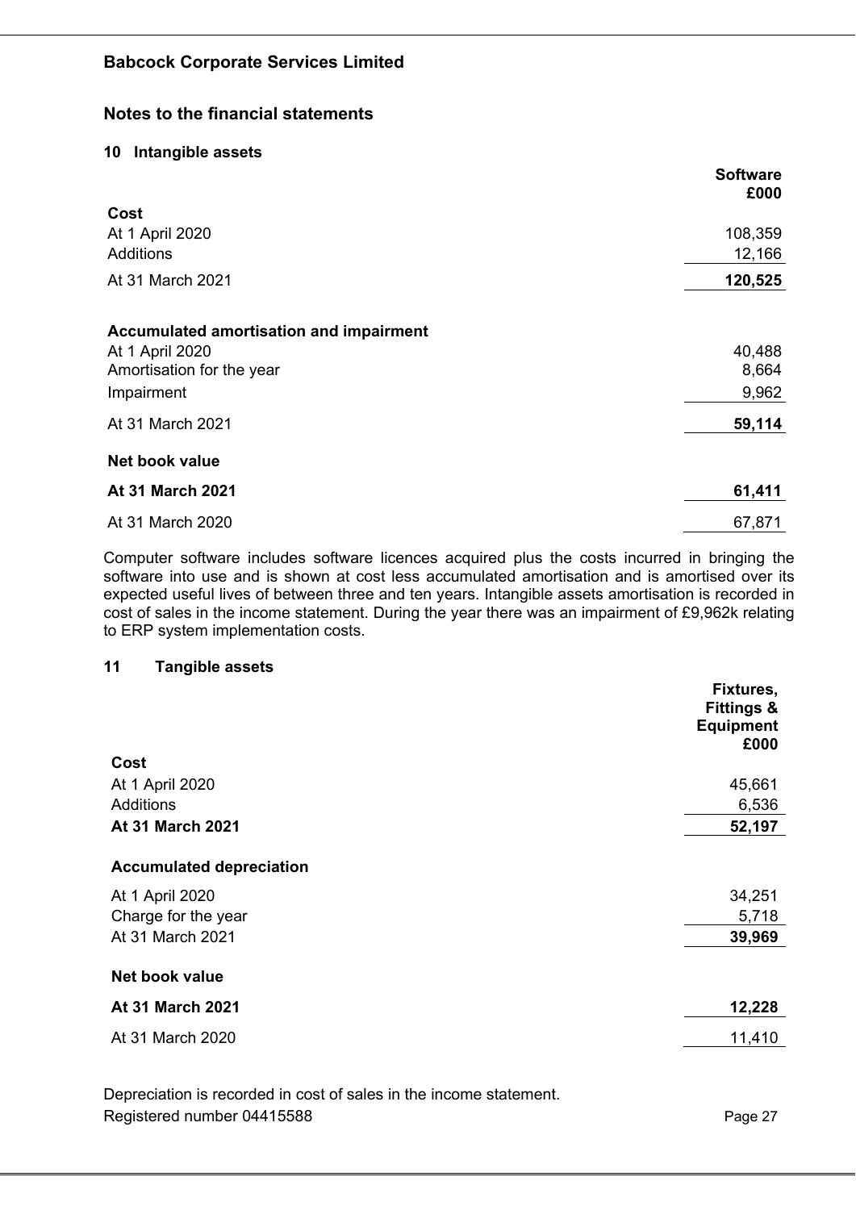**Babcock Corporate Services Limited**

## Notes to the financial statements

### 10 Intangible assets

| | Software £000 |
|---|---|
| **Cost** | |
| At 1 April 2020 | 108,359 |
| Additions | 12,166 |
| At 31 March 2021 | **120,525** |
| | |
| **Accumulated amortisation and impairment** | |
| At 1 April 2020 | 40,488 |
| Amortisation for the year | 8,664 |
| Impairment | 9,962 |
| At 31 March 2021 | **59,114** |
| | |
| **Net book value** | |
| **At 31 March 2021** | **61,411** |
| At 31 March 2020 | 67,871 |

Computer software includes software licences acquired plus the costs incurred in bringing the software into use and is shown at cost less accumulated amortisation and is amortised over its expected useful lives of between three and ten years. Intangible assets amortisation is recorded in cost of sales in the income statement. During the year there was an impairment of £9,962k relating to ERP system implementation costs.

### 11 Tangible assets

| | Fixtures, Fittings & Equipment £000 |
|---|---|
| **Cost** | |
| At 1 April 2020 | 45,661 |
| Additions | 6,536 |
| **At 31 March 2021** | **52,197** |
| | |
| **Accumulated depreciation** | |
| At 1 April 2020 | 34,251 |
| Charge for the year | 5,718 |
| At 31 March 2021 | **39,969** |
| | |
| **Net book value** | |
| **At 31 March 2021** | **12,228** |
| At 31 March 2020 | 11,410 |

Depreciation is recorded in cost of sales in the income statement.

Registered number 04415588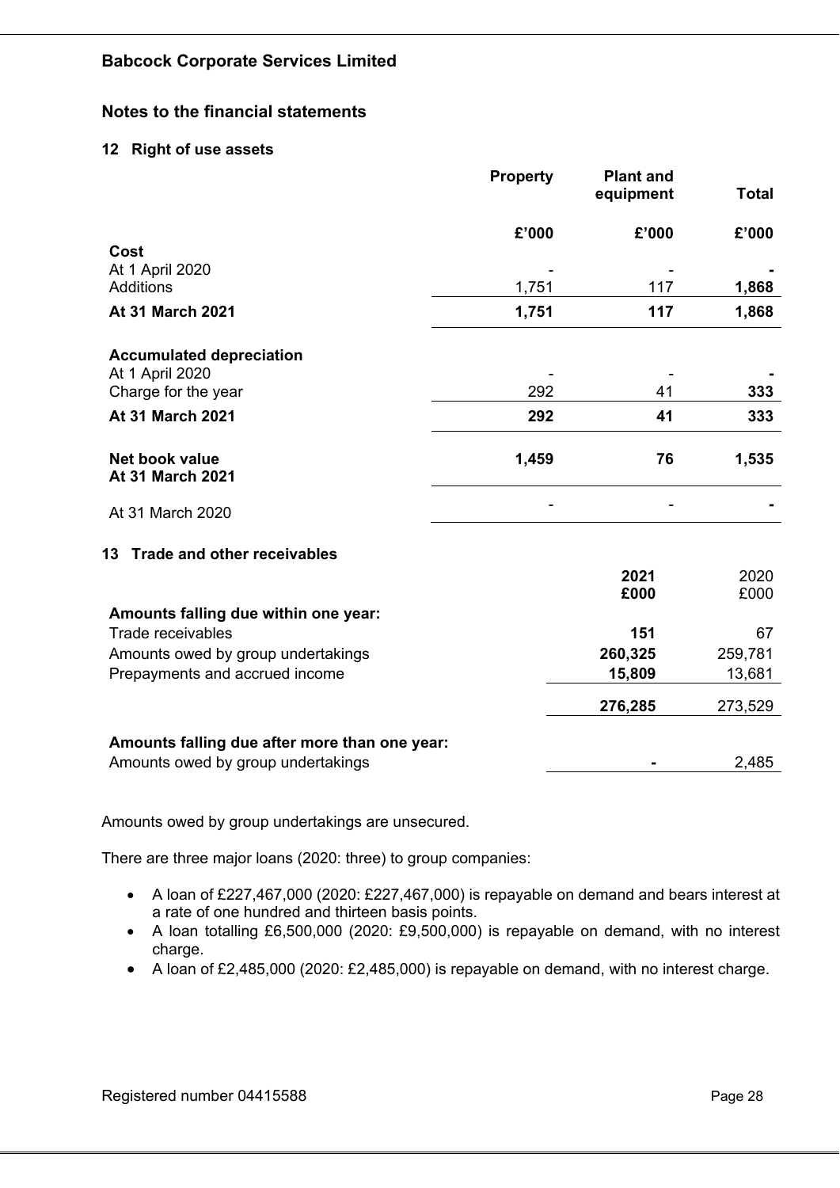## Notes to the financial statements

### 12 Right of use assets

| | Property | Plant and equipment | Total |
|---|---|---|---|
| | £'000 | £'000 | £'000 |
| **Cost** | | | |
| At 1 April 2020 | - | - | **-** |
| Additions | 1,751 | 117 | **1,868** |
| **At 31 March 2021** | **1,751** | **117** | **1,868** |
| **Accumulated depreciation** | | | |
| At 1 April 2020 | - | - | **-** |
| Charge for the year | 292 | 41 | **333** |
| **At 31 March 2021** | **292** | **41** | **333** |
| **Net book value At 31 March 2021** | **1,459** | **76** | **1,535** |
| At 31 March 2020 | - | - | **-** |

### 13 Trade and other receivables

| | 2021 £000 | 2020 £000 |
|---|---|---|
| **Amounts falling due within one year:** | | |
| Trade receivables | **151** | 67 |
| Amounts owed by group undertakings | **260,325** | 259,781 |
| Prepayments and accrued income | **15,809** | 13,681 |
| | **276,285** | 273,529 |
| **Amounts falling due after more than one year:** | | |
| Amounts owed by group undertakings | **-** | 2,485 |

Amounts owed by group undertakings are unsecured.

There are three major loans (2020: three) to group companies:

- A loan of £227,467,000 (2020: £227,467,000) is repayable on demand and bears interest at a rate of one hundred and thirteen basis points.
- A loan totalling £6,500,000 (2020: £9,500,000) is repayable on demand, with no interest charge.
- A loan of £2,485,000 (2020: £2,485,000) is repayable on demand, with no interest charge.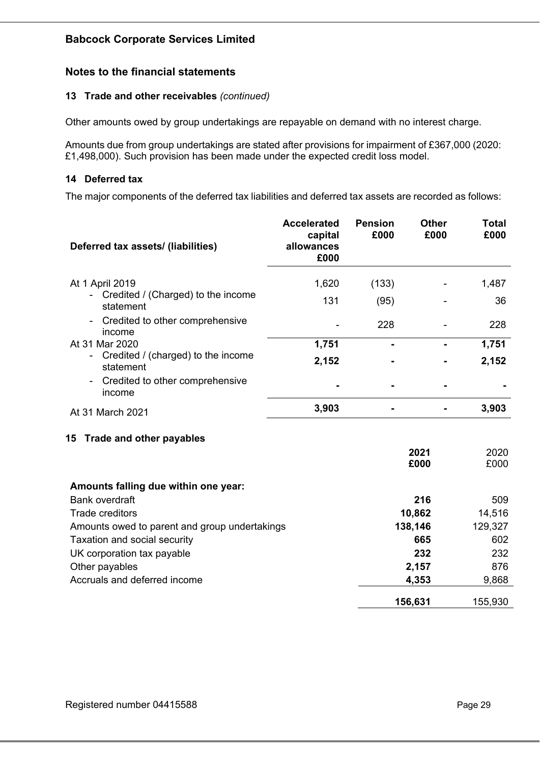## Notes to the financial statements

### 13 Trade and other receivables *(continued)*

Other amounts owed by group undertakings are repayable on demand with no interest charge.

Amounts due from group undertakings are stated after provisions for impairment of £367,000 (2020: £1,498,000). Such provision has been made under the expected credit loss model.

### 14 Deferred tax

The major components of the deferred tax liabilities and deferred tax assets are recorded as follows:

| Deferred tax assets/ (liabilities) | Accelerated capital allowances £000 | Pension £000 | Other £000 | Total £000 |
|---|---|---|---|---|
| At 1 April 2019 | 1,620 | (133) | - | 1,487 |
| - Credited / (Charged) to the income statement | 131 | (95) | - | 36 |
| - Credited to other comprehensive income | - | 228 | - | 228 |
| At 31 Mar 2020 | **1,751** | **-** | **-** | **1,751** |
| - Credited / (charged) to the income statement | **2,152** | **-** | **-** | **2,152** |
| - Credited to other comprehensive income | **-** | **-** | **-** | **-** |
| At 31 March 2021 | **3,903** | **-** | **-** | **3,903** |

### 15 Trade and other payables

| | **2021 £000** | 2020 £000 |
|---|---|---|
| **Amounts falling due within one year:** | | |
| Bank overdraft | **216** | 509 |
| Trade creditors | **10,862** | 14,516 |
| Amounts owed to parent and group undertakings | **138,146** | 129,327 |
| Taxation and social security | **665** | 602 |
| UK corporation tax payable | **232** | 232 |
| Other payables | **2,157** | 876 |
| Accruals and deferred income | **4,353** | 9,868 |
| | **156,631** | 155,930 |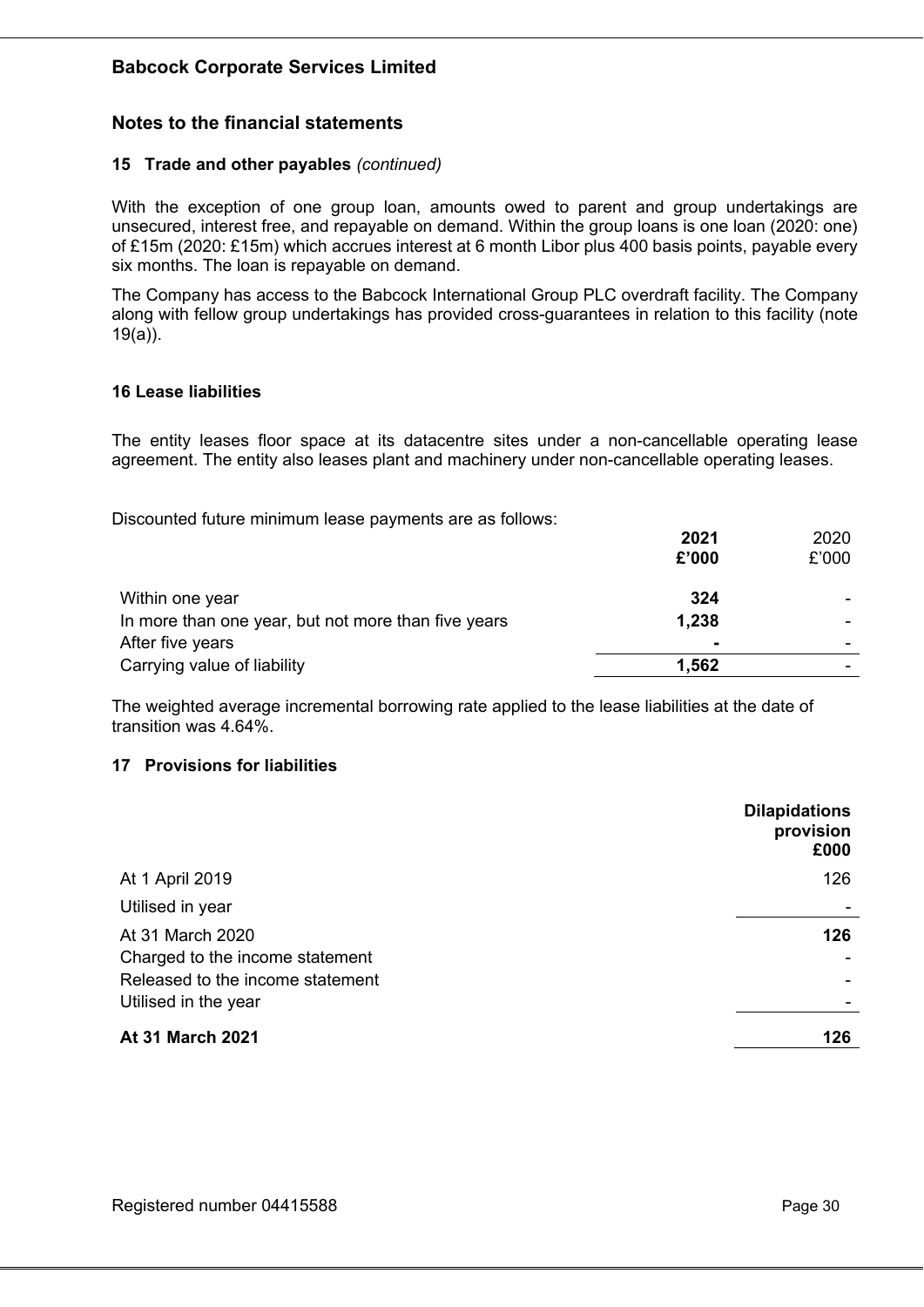## Babcock Corporate Services Limited

## Notes to the financial statements

### 15 Trade and other payables *(continued)*

With the exception of one group loan, amounts owed to parent and group undertakings are unsecured, interest free, and repayable on demand. Within the group loans is one loan (2020: one) of £15m (2020: £15m) which accrues interest at 6 month Libor plus 400 basis points, payable every six months. The loan is repayable on demand.

The Company has access to the Babcock International Group PLC overdraft facility. The Company along with fellow group undertakings has provided cross-guarantees in relation to this facility (note 19(a)).

### 16 Lease liabilities

The entity leases floor space at its datacentre sites under a non-cancellable operating lease agreement. The entity also leases plant and machinery under non-cancellable operating leases.

Discounted future minimum lease payments are as follows:

| | **2021 £'000** | 2020 £'000 |
|---|---|---|
| Within one year | **324** | - |
| In more than one year, but not more than five years | **1,238** | - |
| After five years | **-** | - |
| Carrying value of liability | **1,562** | - |

The weighted average incremental borrowing rate applied to the lease liabilities at the date of transition was 4.64%.

### 17 Provisions for liabilities

| | **Dilapidations provision £000** |
|---|---|
| At 1 April 2019 | 126 |
| Utilised in year | - |
| At 31 March 2020 | **126** |
| Charged to the income statement | - |
| Released to the income statement | - |
| Utilised in the year | - |
| **At 31 March 2021** | **126** |

Registered number 04415588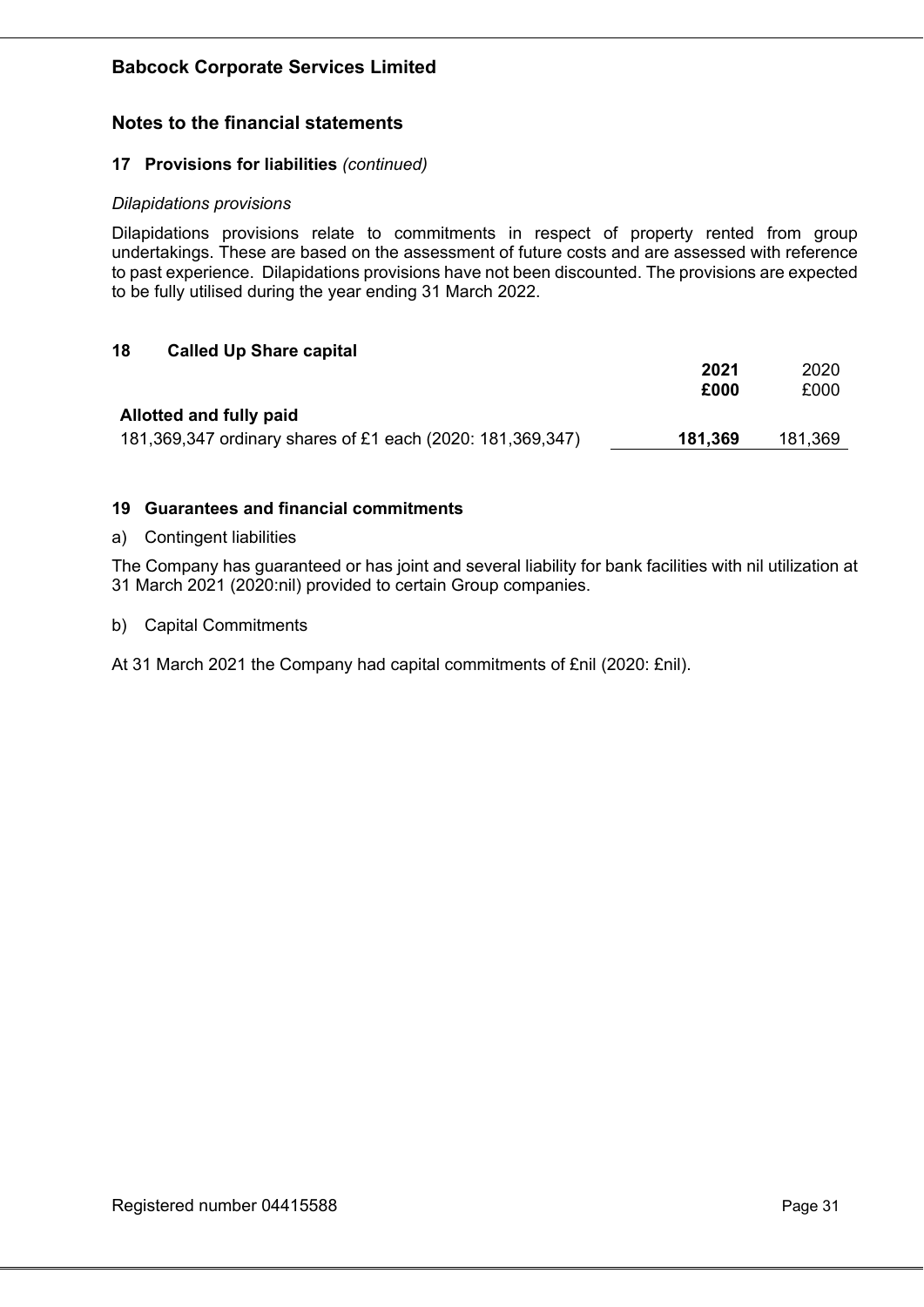## Notes to the financial statements

### 17 Provisions for liabilities *(continued)*

*Dilapidations provisions*

Dilapidations provisions relate to commitments in respect of property rented from group undertakings. These are based on the assessment of future costs and are assessed with reference to past experience. Dilapidations provisions have not been discounted. The provisions are expected to be fully utilised during the year ending 31 March 2022.

### 18 Called Up Share capital

| | **2021** | 2020 |
|---|---|---|
| | **£000** | £000 |
| **Allotted and fully paid** | | |
| 181,369,347 ordinary shares of £1 each (2020: 181,369,347) | **181,369** | 181,369 |

### 19 Guarantees and financial commitments

a) Contingent liabilities

The Company has guaranteed or has joint and several liability for bank facilities with nil utilization at 31 March 2021 (2020:nil) provided to certain Group companies.

b) Capital Commitments

At 31 March 2021 the Company had capital commitments of £nil (2020: £nil).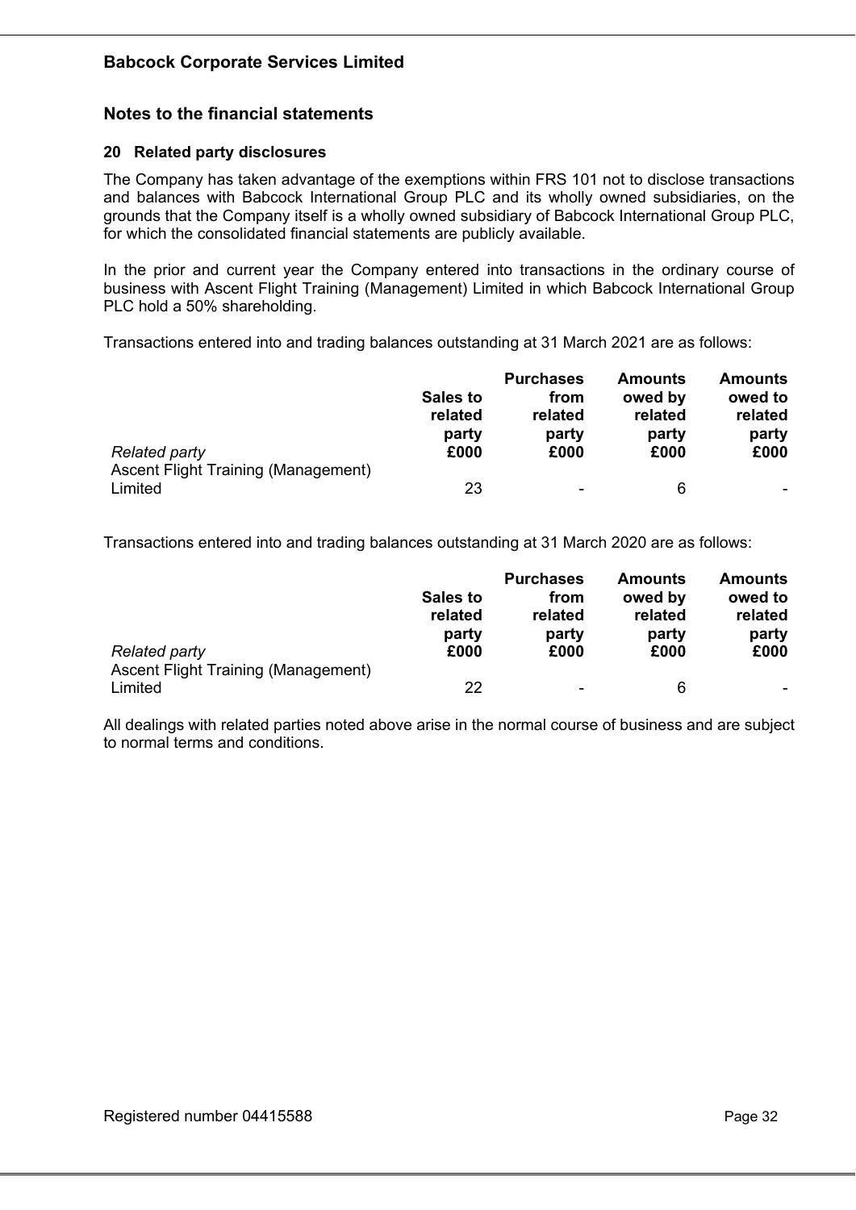## Babcock Corporate Services Limited

## Notes to the financial statements

### 20 Related party disclosures

The Company has taken advantage of the exemptions within FRS 101 not to disclose transactions and balances with Babcock International Group PLC and its wholly owned subsidiaries, on the grounds that the Company itself is a wholly owned subsidiary of Babcock International Group PLC, for which the consolidated financial statements are publicly available.

In the prior and current year the Company entered into transactions in the ordinary course of business with Ascent Flight Training (Management) Limited in which Babcock International Group PLC hold a 50% shareholding.

Transactions entered into and trading balances outstanding at 31 March 2021 are as follows:

| *Related party* | **Sales to related party £000** | **Purchases from related party £000** | **Amounts owed by related party £000** | **Amounts owed to related party £000** |
|---|---|---|---|---|
| Ascent Flight Training (Management) Limited | 23 | - | 6 | - |

Transactions entered into and trading balances outstanding at 31 March 2020 are as follows:

| *Related party* | **Sales to related party £000** | **Purchases from related party £000** | **Amounts owed by related party £000** | **Amounts owed to related party £000** |
|---|---|---|---|---|
| Ascent Flight Training (Management) Limited | 22 | - | 6 | - |

All dealings with related parties noted above arise in the normal course of business and are subject to normal terms and conditions.

Registered number 04415588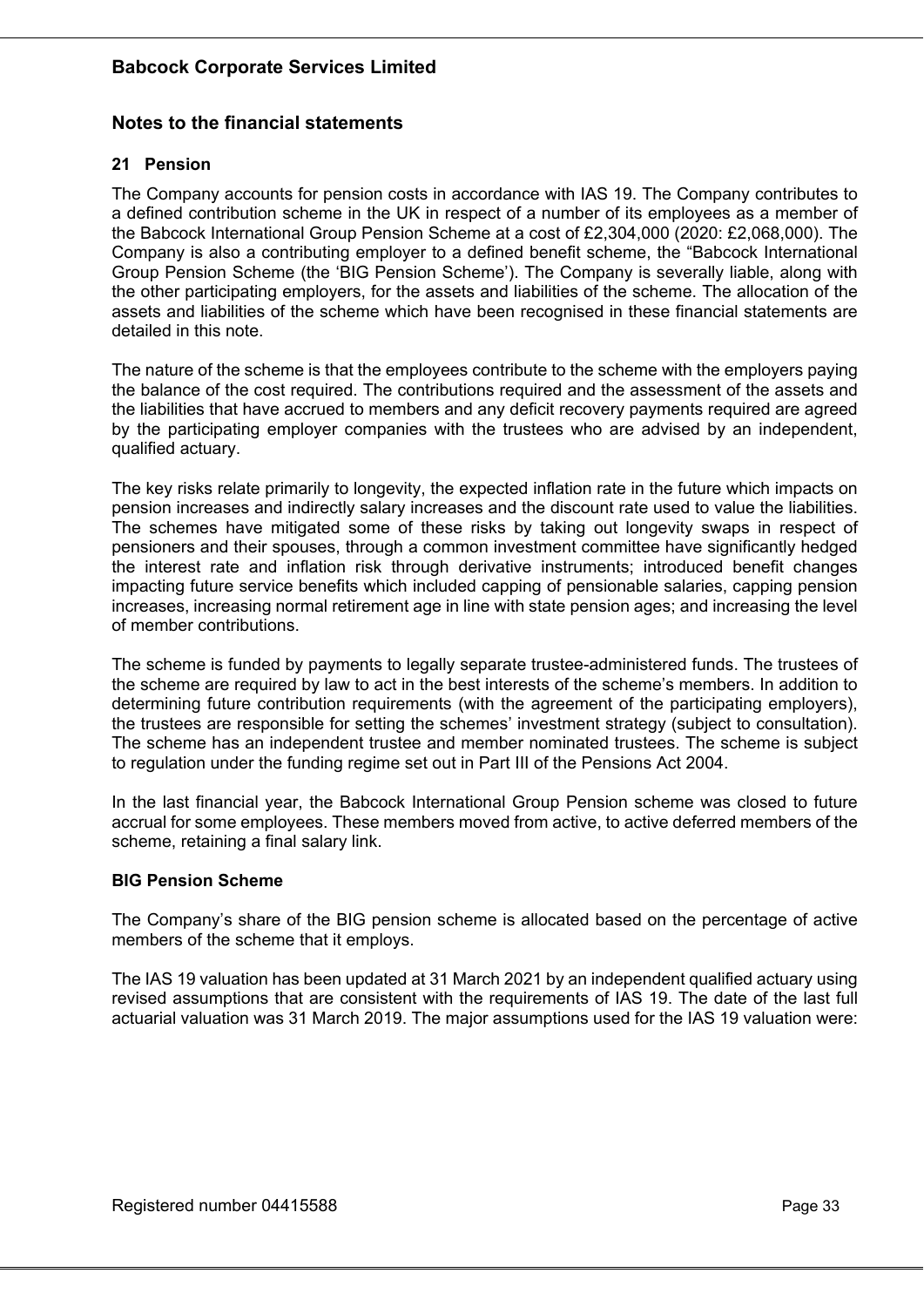# Babcock Corporate Services Limited

## Notes to the financial statements

### 21 Pension

The Company accounts for pension costs in accordance with IAS 19. The Company contributes to a defined contribution scheme in the UK in respect of a number of its employees as a member of the Babcock International Group Pension Scheme at a cost of £2,304,000 (2020: £2,068,000). The Company is also a contributing employer to a defined benefit scheme, the "Babcock International Group Pension Scheme (the 'BIG Pension Scheme'). The Company is severally liable, along with the other participating employers, for the assets and liabilities of the scheme. The allocation of the assets and liabilities of the scheme which have been recognised in these financial statements are detailed in this note.

The nature of the scheme is that the employees contribute to the scheme with the employers paying the balance of the cost required. The contributions required and the assessment of the assets and the liabilities that have accrued to members and any deficit recovery payments required are agreed by the participating employer companies with the trustees who are advised by an independent, qualified actuary.

The key risks relate primarily to longevity, the expected inflation rate in the future which impacts on pension increases and indirectly salary increases and the discount rate used to value the liabilities. The schemes have mitigated some of these risks by taking out longevity swaps in respect of pensioners and their spouses, through a common investment committee have significantly hedged the interest rate and inflation risk through derivative instruments; introduced benefit changes impacting future service benefits which included capping of pensionable salaries, capping pension increases, increasing normal retirement age in line with state pension ages; and increasing the level of member contributions.

The scheme is funded by payments to legally separate trustee-administered funds. The trustees of the scheme are required by law to act in the best interests of the scheme's members. In addition to determining future contribution requirements (with the agreement of the participating employers), the trustees are responsible for setting the schemes' investment strategy (subject to consultation). The scheme has an independent trustee and member nominated trustees. The scheme is subject to regulation under the funding regime set out in Part III of the Pensions Act 2004.

In the last financial year, the Babcock International Group Pension scheme was closed to future accrual for some employees. These members moved from active, to active deferred members of the scheme, retaining a final salary link.

**BIG Pension Scheme**

The Company's share of the BIG pension scheme is allocated based on the percentage of active members of the scheme that it employs.

The IAS 19 valuation has been updated at 31 March 2021 by an independent qualified actuary using revised assumptions that are consistent with the requirements of IAS 19. The date of the last full actuarial valuation was 31 March 2019. The major assumptions used for the IAS 19 valuation were: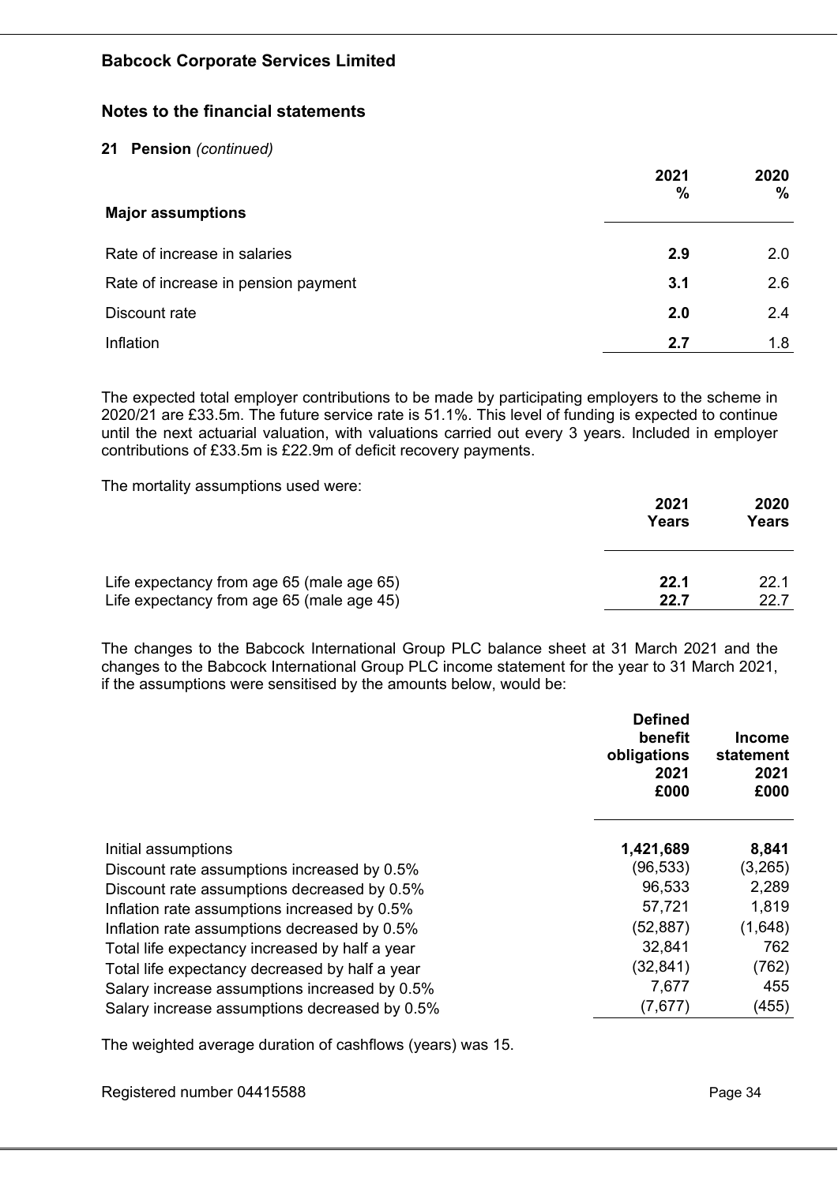**Babcock Corporate Services Limited**

## Notes to the financial statements

### 21 Pension *(continued)*

| Major assumptions | 2021 % | 2020 % |
|---|---|---|
| Rate of increase in salaries | **2.9** | 2.0 |
| Rate of increase in pension payment | **3.1** | 2.6 |
| Discount rate | **2.0** | 2.4 |
| Inflation | **2.7** | 1.8 |

The expected total employer contributions to be made by participating employers to the scheme in 2020/21 are £33.5m. The future service rate is 51.1%. This level of funding is expected to continue until the next actuarial valuation, with valuations carried out every 3 years. Included in employer contributions of £33.5m is £22.9m of deficit recovery payments.

The mortality assumptions used were:

| | 2021 Years | 2020 Years |
|---|---|---|
| Life expectancy from age 65 (male age 65) | **22.1** | 22.1 |
| Life expectancy from age 65 (male age 45) | **22.7** | 22.7 |

The changes to the Babcock International Group PLC balance sheet at 31 March 2021 and the changes to the Babcock International Group PLC income statement for the year to 31 March 2021, if the assumptions were sensitised by the amounts below, would be:

| | Defined benefit obligations 2021 £000 | Income statement 2021 £000 |
|---|---|---|
| Initial assumptions | **1,421,689** | **8,841** |
| Discount rate assumptions increased by 0.5% | (96,533) | (3,265) |
| Discount rate assumptions decreased by 0.5% | 96,533 | 2,289 |
| Inflation rate assumptions increased by 0.5% | 57,721 | 1,819 |
| Inflation rate assumptions decreased by 0.5% | (52,887) | (1,648) |
| Total life expectancy increased by half a year | 32,841 | 762 |
| Total life expectancy decreased by half a year | (32,841) | (762) |
| Salary increase assumptions increased by 0.5% | 7,677 | 455 |
| Salary increase assumptions decreased by 0.5% | (7,677) | (455) |

The weighted average duration of cashflows (years) was 15.

Registered number 04415588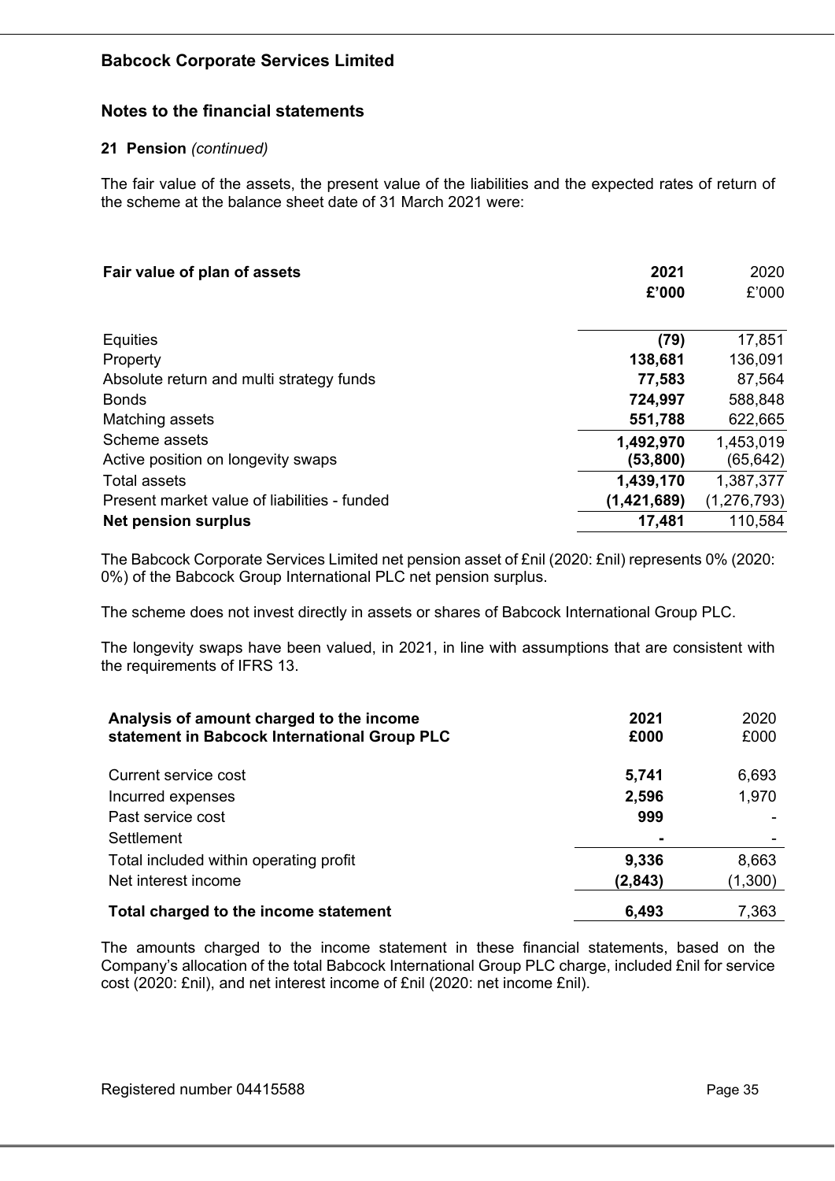## Babcock Corporate Services Limited

## Notes to the financial statements

**21 Pension** *(continued)*

The fair value of the assets, the present value of the liabilities and the expected rates of return of the scheme at the balance sheet date of 31 March 2021 were:

| **Fair value of plan of assets** | **2021** | 2020 |
|---|---|---|
| | **£'000** | £'000 |
| Equities | **(79)** | 17,851 |
| Property | **138,681** | 136,091 |
| Absolute return and multi strategy funds | **77,583** | 87,564 |
| Bonds | **724,997** | 588,848 |
| Matching assets | **551,788** | 622,665 |
| Scheme assets | **1,492,970** | 1,453,019 |
| Active position on longevity swaps | **(53,800)** | (65,642) |
| Total assets | **1,439,170** | 1,387,377 |
| Present market value of liabilities - funded | **(1,421,689)** | (1,276,793) |
| **Net pension surplus** | **17,481** | 110,584 |

The Babcock Corporate Services Limited net pension asset of £nil (2020: £nil) represents 0% (2020: 0%) of the Babcock Group International PLC net pension surplus.

The scheme does not invest directly in assets or shares of Babcock International Group PLC.

The longevity swaps have been valued, in 2021, in line with assumptions that are consistent with the requirements of IFRS 13.

| **Analysis of amount charged to the income statement in Babcock International Group PLC** | **2021** | 2020 |
|---|---|---|
| | **£000** | £000 |
| Current service cost | **5,741** | 6,693 |
| Incurred expenses | **2,596** | 1,970 |
| Past service cost | **999** | - |
| Settlement | **-** | - |
| Total included within operating profit | **9,336** | 8,663 |
| Net interest income | **(2,843)** | (1,300) |
| **Total charged to the income statement** | **6,493** | 7,363 |

The amounts charged to the income statement in these financial statements, based on the Company's allocation of the total Babcock International Group PLC charge, included £nil for service cost (2020: £nil), and net interest income of £nil (2020: net income £nil).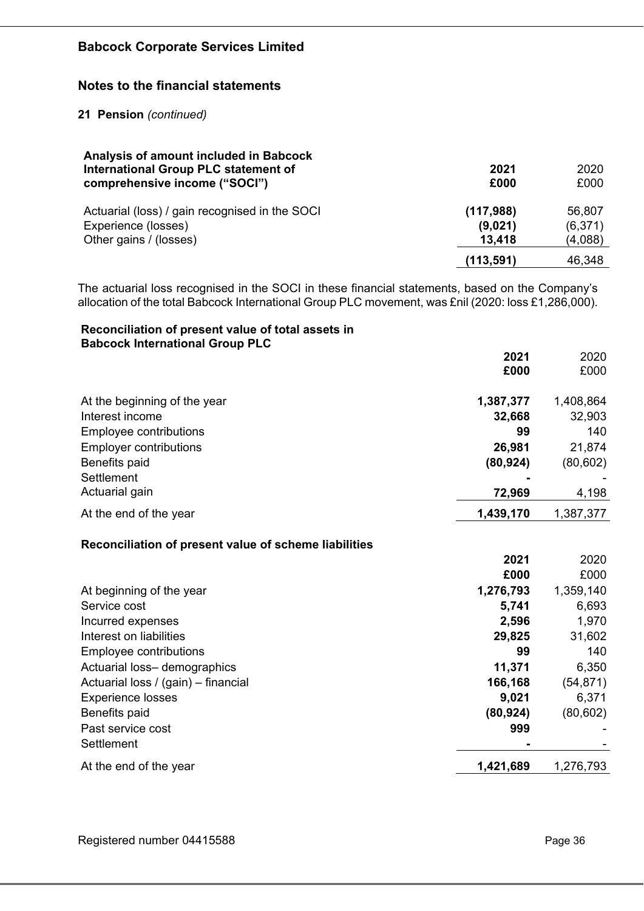**Babcock Corporate Services Limited**

## Notes to the financial statements

### 21 Pension *(continued)*

| Analysis of amount included in Babcock International Group PLC statement of comprehensive income ("SOCI") | 2021 £000 | 2020 £000 |
|---|---|---|
| Actuarial (loss) / gain recognised in the SOCI | **(117,988)** | 56,807 |
| Experience (losses) | **(9,021)** | (6,371) |
| Other gains / (losses) | **13,418** | (4,088) |
| | **(113,591)** | 46,348 |

The actuarial loss recognised in the SOCI in these financial statements, based on the Company's allocation of the total Babcock International Group PLC movement, was £nil (2020: loss £1,286,000).

**Reconciliation of present value of total assets in Babcock International Group PLC**

| | 2021 £000 | 2020 £000 |
|---|---|---|
| At the beginning of the year | **1,387,377** | 1,408,864 |
| Interest income | **32,668** | 32,903 |
| Employee contributions | **99** | 140 |
| Employer contributions | **26,981** | 21,874 |
| Benefits paid | **(80,924)** | (80,602) |
| Settlement | **-** | - |
| Actuarial gain | **72,969** | 4,198 |
| At the end of the year | **1,439,170** | 1,387,377 |

**Reconciliation of present value of scheme liabilities**

| | 2021 £000 | 2020 £000 |
|---|---|---|
| At beginning of the year | **1,276,793** | 1,359,140 |
| Service cost | **5,741** | 6,693 |
| Incurred expenses | **2,596** | 1,970 |
| Interest on liabilities | **29,825** | 31,602 |
| Employee contributions | **99** | 140 |
| Actuarial loss– demographics | **11,371** | 6,350 |
| Actuarial loss / (gain) – financial | **166,168** | (54,871) |
| Experience losses | **9,021** | 6,371 |
| Benefits paid | **(80,924)** | (80,602) |
| Past service cost | **999** | - |
| Settlement | **-** | - |
| At the end of the year | **1,421,689** | 1,276,793 |

Registered number 04415588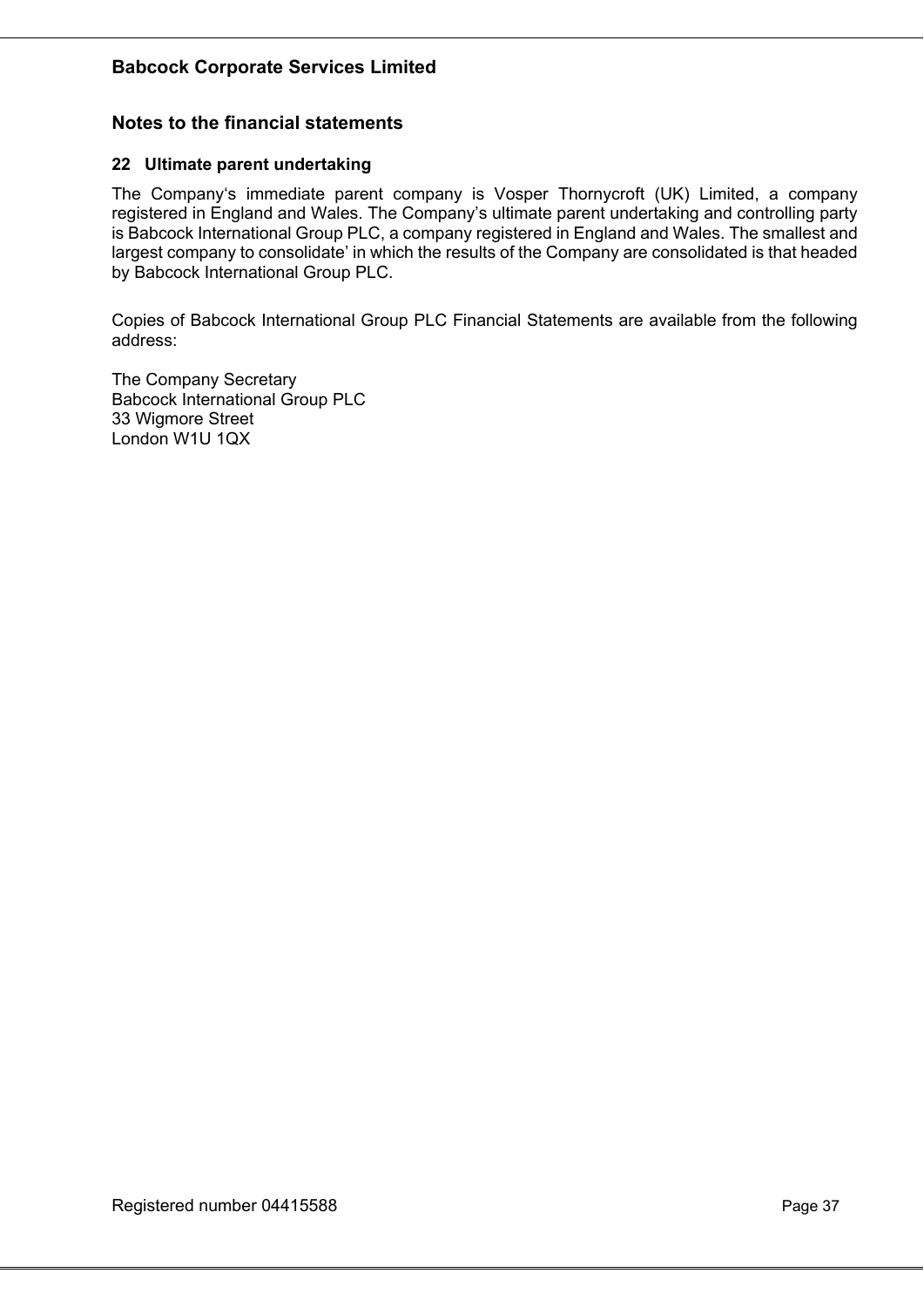## Notes to the financial statements

### 22 Ultimate parent undertaking

The Company's immediate parent company is Vosper Thornycroft (UK) Limited, a company registered in England and Wales. The Company's ultimate parent undertaking and controlling party is Babcock International Group PLC, a company registered in England and Wales. The smallest and largest company to consolidate' in which the results of the Company are consolidated is that headed by Babcock International Group PLC.

Copies of Babcock International Group PLC Financial Statements are available from the following address:

The Company Secretary  
Babcock International Group PLC  
33 Wigmore Street  
London W1U 1QX